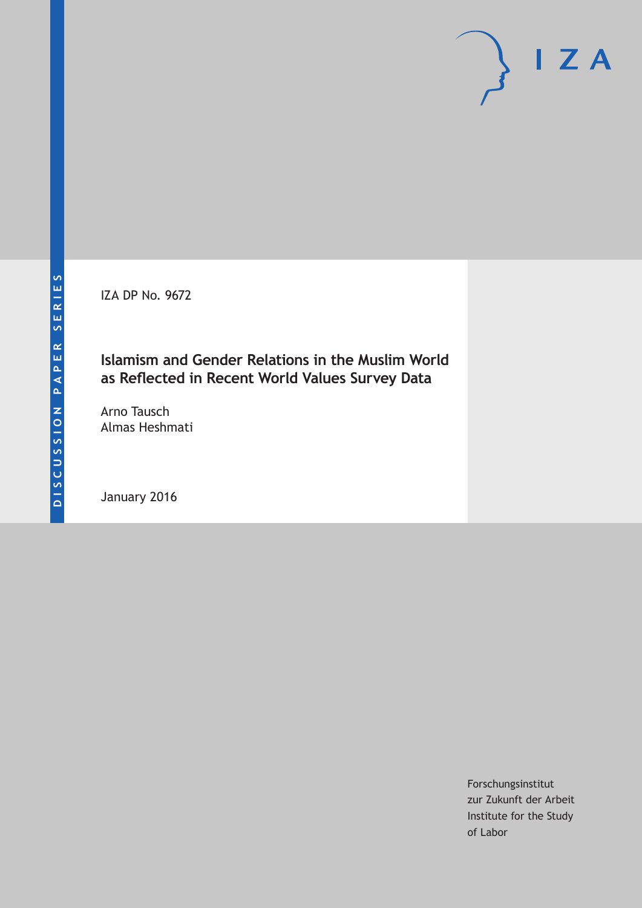DISCUSSION PAPER SERIES

I Z A

IZA DP No. 9672

# Islamism and Gender Relations in the Muslim World as Reflected in Recent World Values Survey Data

Arno Tausch
Almas Heshmati

January 2016

Forschungsinstitut
zur Zukunft der Arbeit
Institute for the Study
of Labor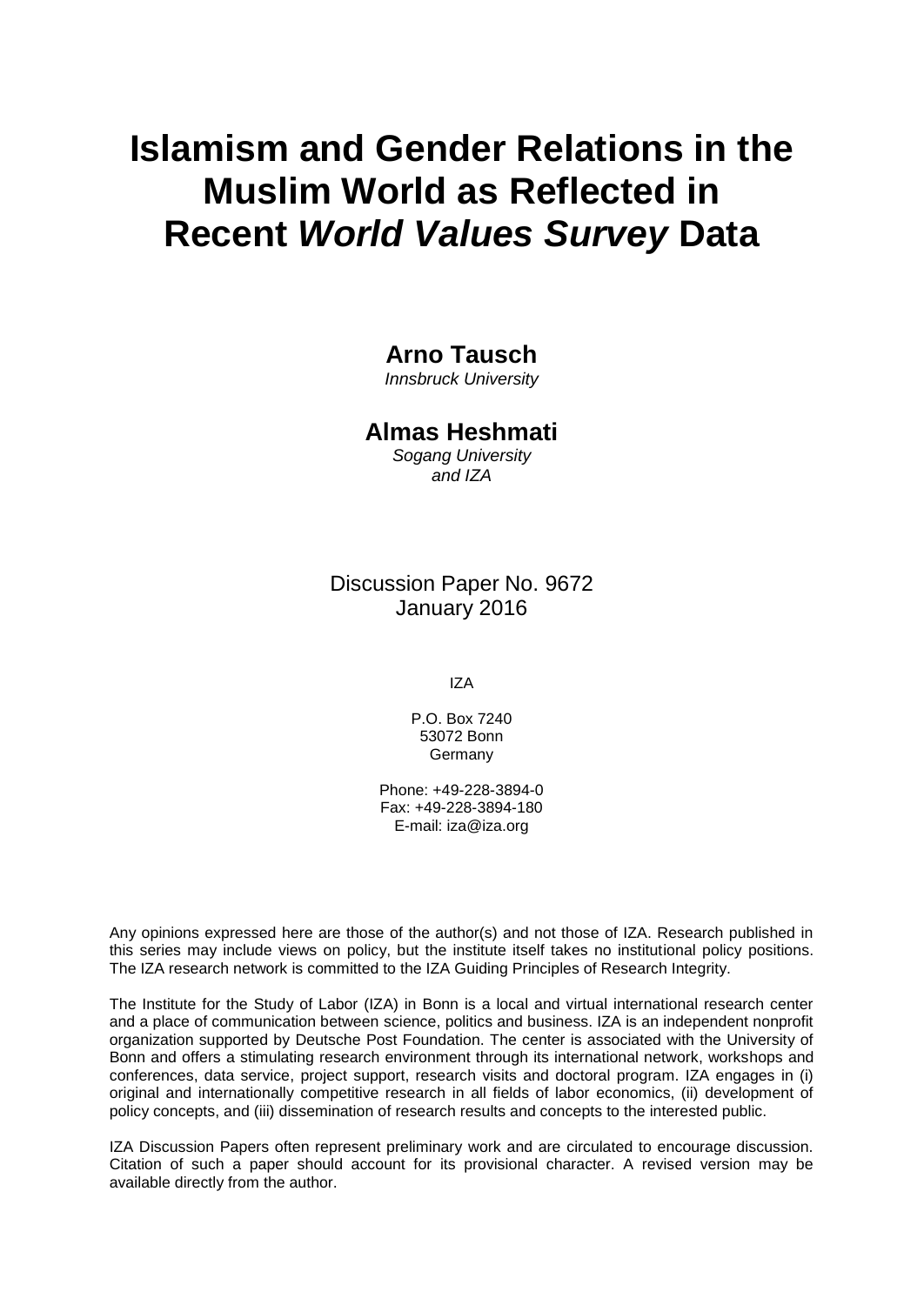# Islamism and Gender Relations in the Muslim World as Reflected in Recent *World Values Survey* Data

**Arno Tausch**
*Innsbruck University*

**Almas Heshmati**
*Sogang University and IZA*

Discussion Paper No. 9672
January 2016

IZA

P.O. Box 7240
53072 Bonn
Germany

Phone: +49-228-3894-0
Fax: +49-228-3894-180
E-mail: iza@iza.org

Any opinions expressed here are those of the author(s) and not those of IZA. Research published in this series may include views on policy, but the institute itself takes no institutional policy positions. The IZA research network is committed to the IZA Guiding Principles of Research Integrity.

The Institute for the Study of Labor (IZA) in Bonn is a local and virtual international research center and a place of communication between science, politics and business. IZA is an independent nonprofit organization supported by Deutsche Post Foundation. The center is associated with the University of Bonn and offers a stimulating research environment through its international network, workshops and conferences, data service, project support, research visits and doctoral program. IZA engages in (i) original and internationally competitive research in all fields of labor economics, (ii) development of policy concepts, and (iii) dissemination of research results and concepts to the interested public.

IZA Discussion Papers often represent preliminary work and are circulated to encourage discussion. Citation of such a paper should account for its provisional character. A revised version may be available directly from the author.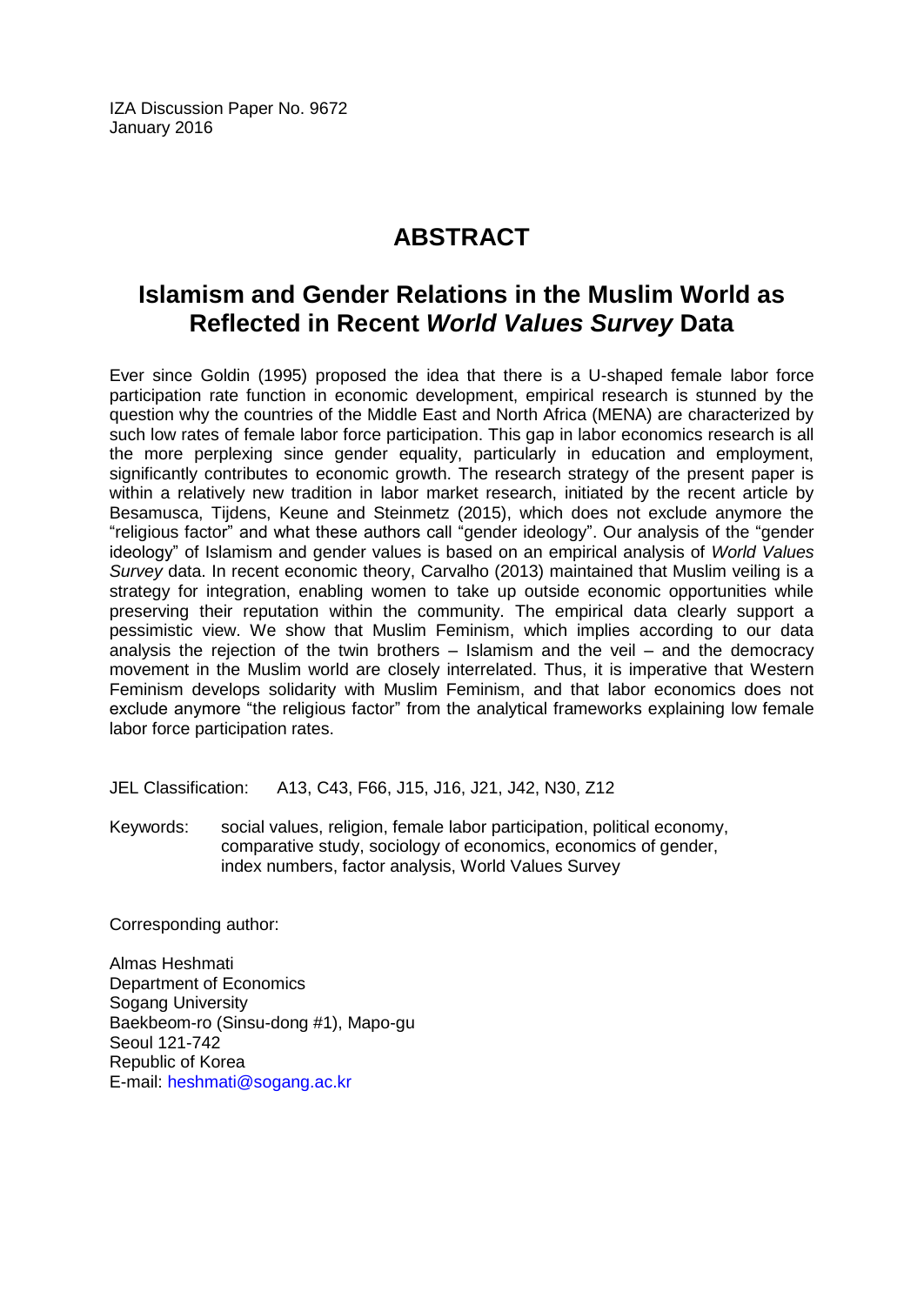IZA Discussion Paper No. 9672
January 2016

# ABSTRACT

## Islamism and Gender Relations in the Muslim World as Reflected in Recent *World Values Survey* Data

Ever since Goldin (1995) proposed the idea that there is a U-shaped female labor force participation rate function in economic development, empirical research is stunned by the question why the countries of the Middle East and North Africa (MENA) are characterized by such low rates of female labor force participation. This gap in labor economics research is all the more perplexing since gender equality, particularly in education and employment, significantly contributes to economic growth. The research strategy of the present paper is within a relatively new tradition in labor market research, initiated by the recent article by Besamusca, Tijdens, Keune and Steinmetz (2015), which does not exclude anymore the "religious factor" and what these authors call "gender ideology". Our analysis of the "gender ideology" of Islamism and gender values is based on an empirical analysis of *World Values Survey* data. In recent economic theory, Carvalho (2013) maintained that Muslim veiling is a strategy for integration, enabling women to take up outside economic opportunities while preserving their reputation within the community. The empirical data clearly support a pessimistic view. We show that Muslim Feminism, which implies according to our data analysis the rejection of the twin brothers – Islamism and the veil – and the democracy movement in the Muslim world are closely interrelated. Thus, it is imperative that Western Feminism develops solidarity with Muslim Feminism, and that labor economics does not exclude anymore "the religious factor" from the analytical frameworks explaining low female labor force participation rates.

JEL Classification: A13, C43, F66, J15, J16, J21, J42, N30, Z12

Keywords: social values, religion, female labor participation, political economy, comparative study, sociology of economics, economics of gender, index numbers, factor analysis, World Values Survey

Corresponding author:

Almas Heshmati
Department of Economics
Sogang University
Baekbeom-ro (Sinsu-dong #1), Mapo-gu
Seoul 121-742
Republic of Korea
E-mail: heshmati@sogang.ac.kr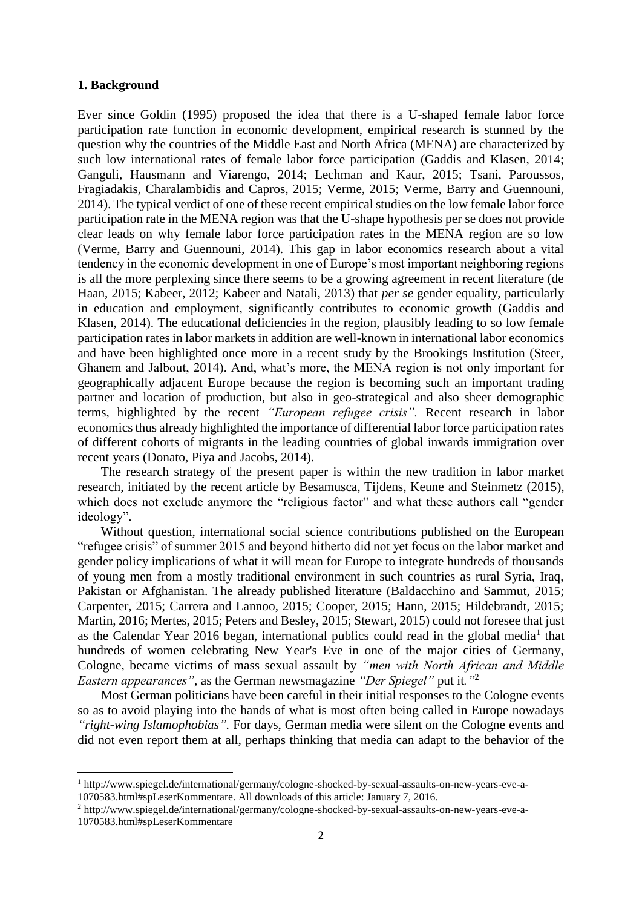## 1. Background

Ever since Goldin (1995) proposed the idea that there is a U-shaped female labor force participation rate function in economic development, empirical research is stunned by the question why the countries of the Middle East and North Africa (MENA) are characterized by such low international rates of female labor force participation (Gaddis and Klasen, 2014; Ganguli, Hausmann and Viarengo, 2014; Lechman and Kaur, 2015; Tsani, Paroussos, Fragiadakis, Charalambidis and Capros, 2015; Verme, 2015; Verme, Barry and Guennouni, 2014). The typical verdict of one of these recent empirical studies on the low female labor force participation rate in the MENA region was that the U-shape hypothesis per se does not provide clear leads on why female labor force participation rates in the MENA region are so low (Verme, Barry and Guennouni, 2014). This gap in labor economics research about a vital tendency in the economic development in one of Europe's most important neighboring regions is all the more perplexing since there seems to be a growing agreement in recent literature (de Haan, 2015; Kabeer, 2012; Kabeer and Natali, 2013) that *per se* gender equality, particularly in education and employment, significantly contributes to economic growth (Gaddis and Klasen, 2014). The educational deficiencies in the region, plausibly leading to so low female participation rates in labor markets in addition are well-known in international labor economics and have been highlighted once more in a recent study by the Brookings Institution (Steer, Ghanem and Jalbout, 2014). And, what's more, the MENA region is not only important for geographically adjacent Europe because the region is becoming such an important trading partner and location of production, but also in geo-strategical and also sheer demographic terms, highlighted by the recent *"European refugee crisis"*. Recent research in labor economics thus already highlighted the importance of differential labor force participation rates of different cohorts of migrants in the leading countries of global inwards immigration over recent years (Donato, Piya and Jacobs, 2014).

The research strategy of the present paper is within the new tradition in labor market research, initiated by the recent article by Besamusca, Tijdens, Keune and Steinmetz (2015), which does not exclude anymore the "religious factor" and what these authors call "gender ideology".

Without question, international social science contributions published on the European "refugee crisis" of summer 2015 and beyond hitherto did not yet focus on the labor market and gender policy implications of what it will mean for Europe to integrate hundreds of thousands of young men from a mostly traditional environment in such countries as rural Syria, Iraq, Pakistan or Afghanistan. The already published literature (Baldacchino and Sammut, 2015; Carpenter, 2015; Carrera and Lannoo, 2015; Cooper, 2015; Hann, 2015; Hildebrandt, 2015; Martin, 2016; Mertes, 2015; Peters and Besley, 2015; Stewart, 2015) could not foresee that just as the Calendar Year 2016 began, international publics could read in the global media[1] that hundreds of women celebrating New Year's Eve in one of the major cities of Germany, Cologne, became victims of mass sexual assault by *"men with North African and Middle Eastern appearances"*, as the German newsmagazine *"Der Spiegel"* put it*."*[2]

Most German politicians have been careful in their initial responses to the Cologne events so as to avoid playing into the hands of what is most often being called in Europe nowadays *"right-wing Islamophobias"*. For days, German media were silent on the Cologne events and did not even report them at all, perhaps thinking that media can adapt to the behavior of the

[1] http://www.spiegel.de/international/germany/cologne-shocked-by-sexual-assaults-on-new-years-eve-a-1070583.html#spLeserKommentare. All downloads of this article: January 7, 2016.

[2] http://www.spiegel.de/international/germany/cologne-shocked-by-sexual-assaults-on-new-years-eve-a-1070583.html#spLeserKommentare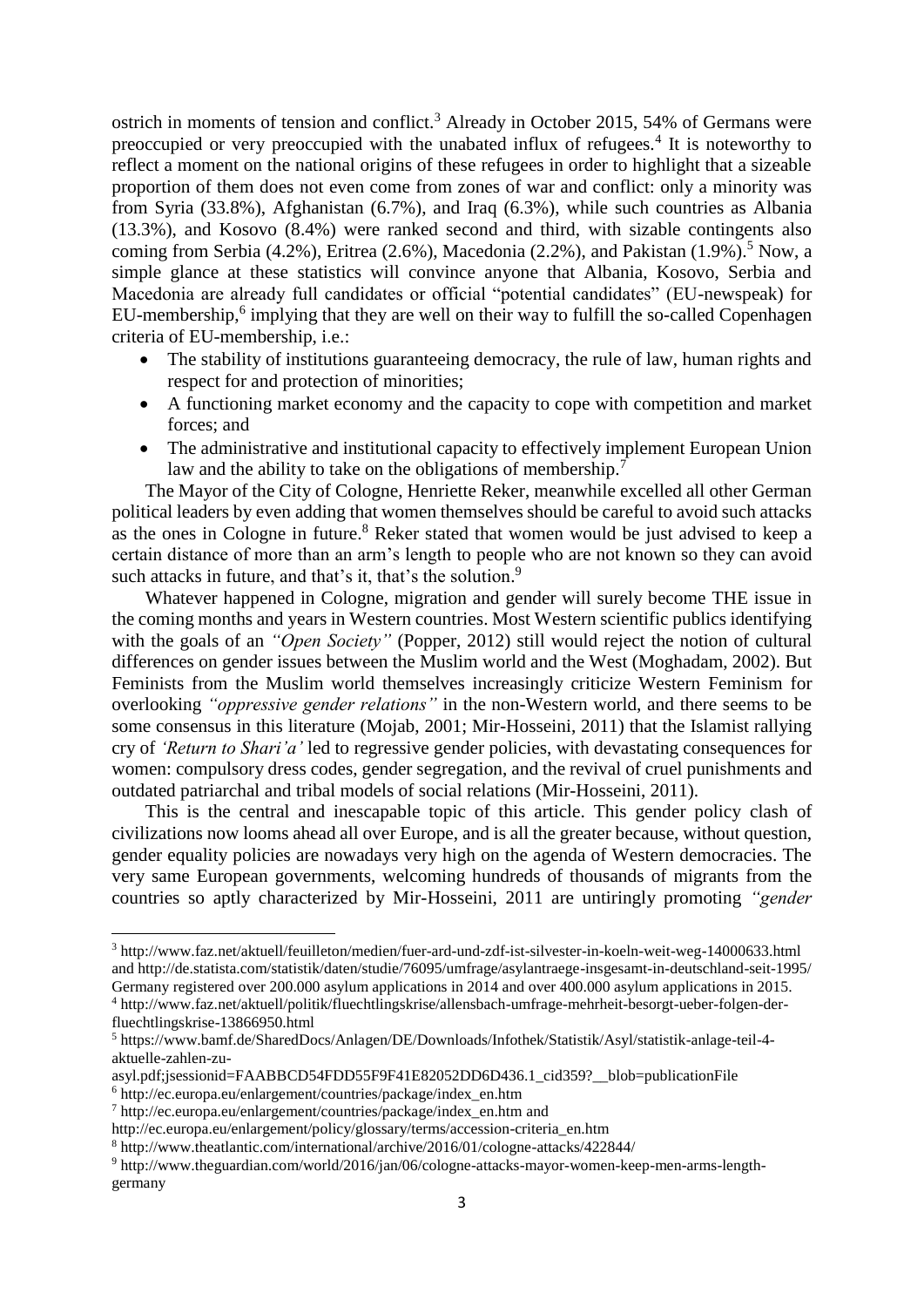ostrich in moments of tension and conflict.[3] Already in October 2015, 54% of Germans were preoccupied or very preoccupied with the unabated influx of refugees.[4] It is noteworthy to reflect a moment on the national origins of these refugees in order to highlight that a sizeable proportion of them does not even come from zones of war and conflict: only a minority was from Syria (33.8%), Afghanistan (6.7%), and Iraq (6.3%), while such countries as Albania (13.3%), and Kosovo (8.4%) were ranked second and third, with sizable contingents also coming from Serbia (4.2%), Eritrea (2.6%), Macedonia (2.2%), and Pakistan (1.9%).[5] Now, a simple glance at these statistics will convince anyone that Albania, Kosovo, Serbia and Macedonia are already full candidates or official "potential candidates" (EU-newspeak) for EU-membership,[6] implying that they are well on their way to fulfill the so-called Copenhagen criteria of EU-membership, i.e.:

- The stability of institutions guaranteeing democracy, the rule of law, human rights and respect for and protection of minorities;
- A functioning market economy and the capacity to cope with competition and market forces; and
- The administrative and institutional capacity to effectively implement European Union law and the ability to take on the obligations of membership.[7]

The Mayor of the City of Cologne, Henriette Reker, meanwhile excelled all other German political leaders by even adding that women themselves should be careful to avoid such attacks as the ones in Cologne in future.[8] Reker stated that women would be just advised to keep a certain distance of more than an arm's length to people who are not known so they can avoid such attacks in future, and that's it, that's the solution.[9]

Whatever happened in Cologne, migration and gender will surely become THE issue in the coming months and years in Western countries. Most Western scientific publics identifying with the goals of an *"Open Society"* (Popper, 2012) still would reject the notion of cultural differences on gender issues between the Muslim world and the West (Moghadam, 2002). But Feminists from the Muslim world themselves increasingly criticize Western Feminism for overlooking *"oppressive gender relations"* in the non-Western world, and there seems to be some consensus in this literature (Mojab, 2001; Mir-Hosseini, 2011) that the Islamist rallying cry of *'Return to Shari'a'* led to regressive gender policies, with devastating consequences for women: compulsory dress codes, gender segregation, and the revival of cruel punishments and outdated patriarchal and tribal models of social relations (Mir-Hosseini, 2011).

This is the central and inescapable topic of this article. This gender policy clash of civilizations now looms ahead all over Europe, and is all the greater because, without question, gender equality policies are nowadays very high on the agenda of Western democracies. The very same European governments, welcoming hundreds of thousands of migrants from the countries so aptly characterized by Mir-Hosseini, 2011 are untiringly promoting *"gender*

---

[3] http://www.faz.net/aktuell/feuilleton/medien/fuer-ard-und-zdf-ist-silvester-in-koeln-weit-weg-14000633.html and http://de.statista.com/statistik/daten/studie/76095/umfrage/asylantraege-insgesamt-in-deutschland-seit-1995/ Germany registered over 200.000 asylum applications in 2014 and over 400.000 asylum applications in 2015.

[4] http://www.faz.net/aktuell/politik/fluechtlingskrise/allensbach-umfrage-mehrheit-besorgt-ueber-folgen-der-fluechtlingskrise-13866950.html

[5] https://www.bamf.de/SharedDocs/Anlagen/DE/Downloads/Infothek/Statistik/Asyl/statistik-anlage-teil-4-aktuelle-zahlen-zu-asyl.pdf;jsessionid=FAABBCD54FDD55F9F41E82052DD6D436.1_cid359?__blob=publicationFile

[6] http://ec.europa.eu/enlargement/countries/package/index_en.htm

[7] http://ec.europa.eu/enlargement/countries/package/index_en.htm and http://ec.europa.eu/enlargement/policy/glossary/terms/accession-criteria_en.htm

[8] http://www.theatlantic.com/international/archive/2016/01/cologne-attacks/422844/

[9] http://www.theguardian.com/world/2016/jan/06/cologne-attacks-mayor-women-keep-men-arms-length-germany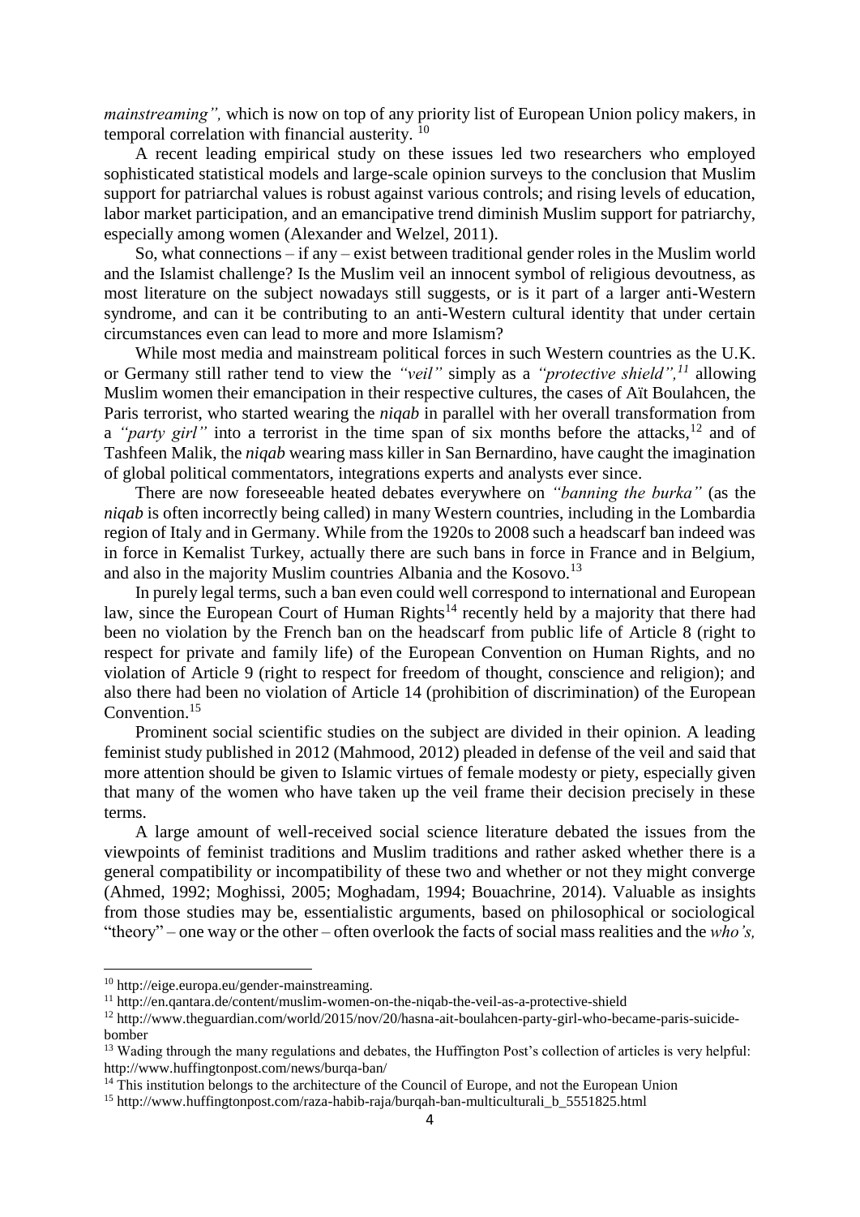*mainstreaming",* which is now on top of any priority list of European Union policy makers, in temporal correlation with financial austerity. [10]

A recent leading empirical study on these issues led two researchers who employed sophisticated statistical models and large-scale opinion surveys to the conclusion that Muslim support for patriarchal values is robust against various controls; and rising levels of education, labor market participation, and an emancipative trend diminish Muslim support for patriarchy, especially among women (Alexander and Welzel, 2011).

So, what connections – if any – exist between traditional gender roles in the Muslim world and the Islamist challenge? Is the Muslim veil an innocent symbol of religious devoutness, as most literature on the subject nowadays still suggests, or is it part of a larger anti-Western syndrome, and can it be contributing to an anti-Western cultural identity that under certain circumstances even can lead to more and more Islamism?

While most media and mainstream political forces in such Western countries as the U.K. or Germany still rather tend to view the *"veil"* simply as a *"protective shield",*[11] allowing Muslim women their emancipation in their respective cultures, the cases of Aït Boulahcen, the Paris terrorist, who started wearing the *niqab* in parallel with her overall transformation from a *"party girl"* into a terrorist in the time span of six months before the attacks,[12] and of Tashfeen Malik, the *niqab* wearing mass killer in San Bernardino, have caught the imagination of global political commentators, integrations experts and analysts ever since.

There are now foreseeable heated debates everywhere on *"banning the burka"* (as the *niqab* is often incorrectly being called) in many Western countries, including in the Lombardia region of Italy and in Germany. While from the 1920s to 2008 such a headscarf ban indeed was in force in Kemalist Turkey, actually there are such bans in force in France and in Belgium, and also in the majority Muslim countries Albania and the Kosovo.[13]

In purely legal terms, such a ban even could well correspond to international and European law, since the European Court of Human Rights[14] recently held by a majority that there had been no violation by the French ban on the headscarf from public life of Article 8 (right to respect for private and family life) of the European Convention on Human Rights, and no violation of Article 9 (right to respect for freedom of thought, conscience and religion); and also there had been no violation of Article 14 (prohibition of discrimination) of the European Convention.[15]

Prominent social scientific studies on the subject are divided in their opinion. A leading feminist study published in 2012 (Mahmood, 2012) pleaded in defense of the veil and said that more attention should be given to Islamic virtues of female modesty or piety, especially given that many of the women who have taken up the veil frame their decision precisely in these terms.

A large amount of well-received social science literature debated the issues from the viewpoints of feminist traditions and Muslim traditions and rather asked whether there is a general compatibility or incompatibility of these two and whether or not they might converge (Ahmed, 1992; Moghissi, 2005; Moghadam, 1994; Bouachrine, 2014). Valuable as insights from those studies may be, essentialistic arguments, based on philosophical or sociological "theory" – one way or the other – often overlook the facts of social mass realities and the *who's,*

---

[10] http://eige.europa.eu/gender-mainstreaming.

[11] http://en.qantara.de/content/muslim-women-on-the-niqab-the-veil-as-a-protective-shield

[12] http://www.theguardian.com/world/2015/nov/20/hasna-ait-boulahcen-party-girl-who-became-paris-suicide-bomber

[13] Wading through the many regulations and debates, the Huffington Post's collection of articles is very helpful: http://www.huffingtonpost.com/news/burqa-ban/

[14] This institution belongs to the architecture of the Council of Europe, and not the European Union

[15] http://www.huffingtonpost.com/raza-habib-raja/burqah-ban-multiculturali_b_5551825.html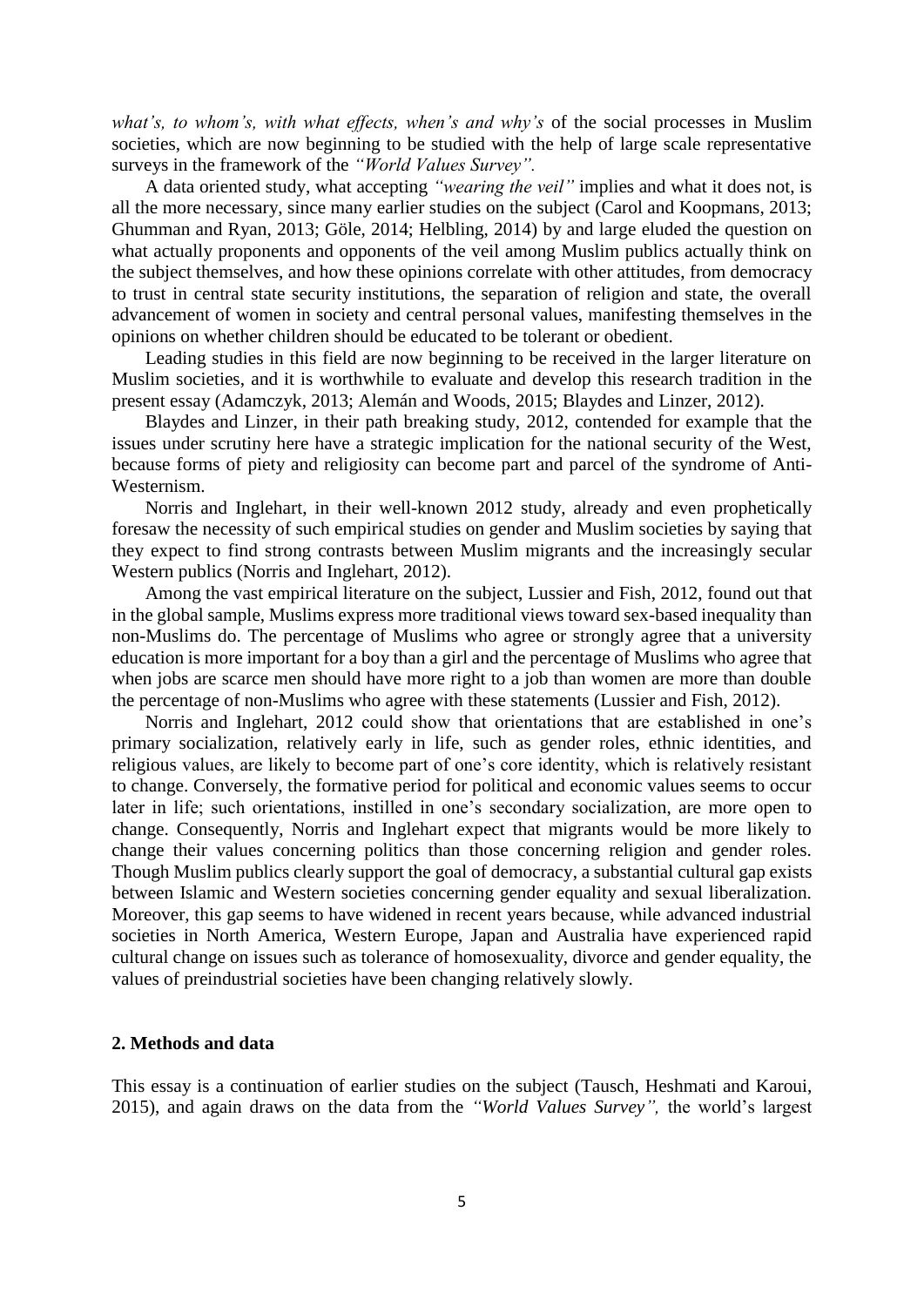*what's, to whom's, with what effects, when's and why's* of the social processes in Muslim societies, which are now beginning to be studied with the help of large scale representative surveys in the framework of the *"World Values Survey"*.

A data oriented study, what accepting *"wearing the veil"* implies and what it does not, is all the more necessary, since many earlier studies on the subject (Carol and Koopmans, 2013; Ghumman and Ryan, 2013; Göle, 2014; Helbling, 2014) by and large eluded the question on what actually proponents and opponents of the veil among Muslim publics actually think on the subject themselves, and how these opinions correlate with other attitudes, from democracy to trust in central state security institutions, the separation of religion and state, the overall advancement of women in society and central personal values, manifesting themselves in the opinions on whether children should be educated to be tolerant or obedient.

Leading studies in this field are now beginning to be received in the larger literature on Muslim societies, and it is worthwhile to evaluate and develop this research tradition in the present essay (Adamczyk, 2013; Alemán and Woods, 2015; Blaydes and Linzer, 2012).

Blaydes and Linzer, in their path breaking study, 2012, contended for example that the issues under scrutiny here have a strategic implication for the national security of the West, because forms of piety and religiosity can become part and parcel of the syndrome of Anti-Westernism.

Norris and Inglehart, in their well-known 2012 study, already and even prophetically foresaw the necessity of such empirical studies on gender and Muslim societies by saying that they expect to find strong contrasts between Muslim migrants and the increasingly secular Western publics (Norris and Inglehart, 2012).

Among the vast empirical literature on the subject, Lussier and Fish, 2012, found out that in the global sample, Muslims express more traditional views toward sex-based inequality than non-Muslims do. The percentage of Muslims who agree or strongly agree that a university education is more important for a boy than a girl and the percentage of Muslims who agree that when jobs are scarce men should have more right to a job than women are more than double the percentage of non-Muslims who agree with these statements (Lussier and Fish, 2012).

Norris and Inglehart, 2012 could show that orientations that are established in one's primary socialization, relatively early in life, such as gender roles, ethnic identities, and religious values, are likely to become part of one's core identity, which is relatively resistant to change. Conversely, the formative period for political and economic values seems to occur later in life; such orientations, instilled in one's secondary socialization, are more open to change. Consequently, Norris and Inglehart expect that migrants would be more likely to change their values concerning politics than those concerning religion and gender roles. Though Muslim publics clearly support the goal of democracy, a substantial cultural gap exists between Islamic and Western societies concerning gender equality and sexual liberalization. Moreover, this gap seems to have widened in recent years because, while advanced industrial societies in North America, Western Europe, Japan and Australia have experienced rapid cultural change on issues such as tolerance of homosexuality, divorce and gender equality, the values of preindustrial societies have been changing relatively slowly.

## 2. Methods and data

This essay is a continuation of earlier studies on the subject (Tausch, Heshmati and Karoui, 2015), and again draws on the data from the *"World Values Survey"*, the world's largest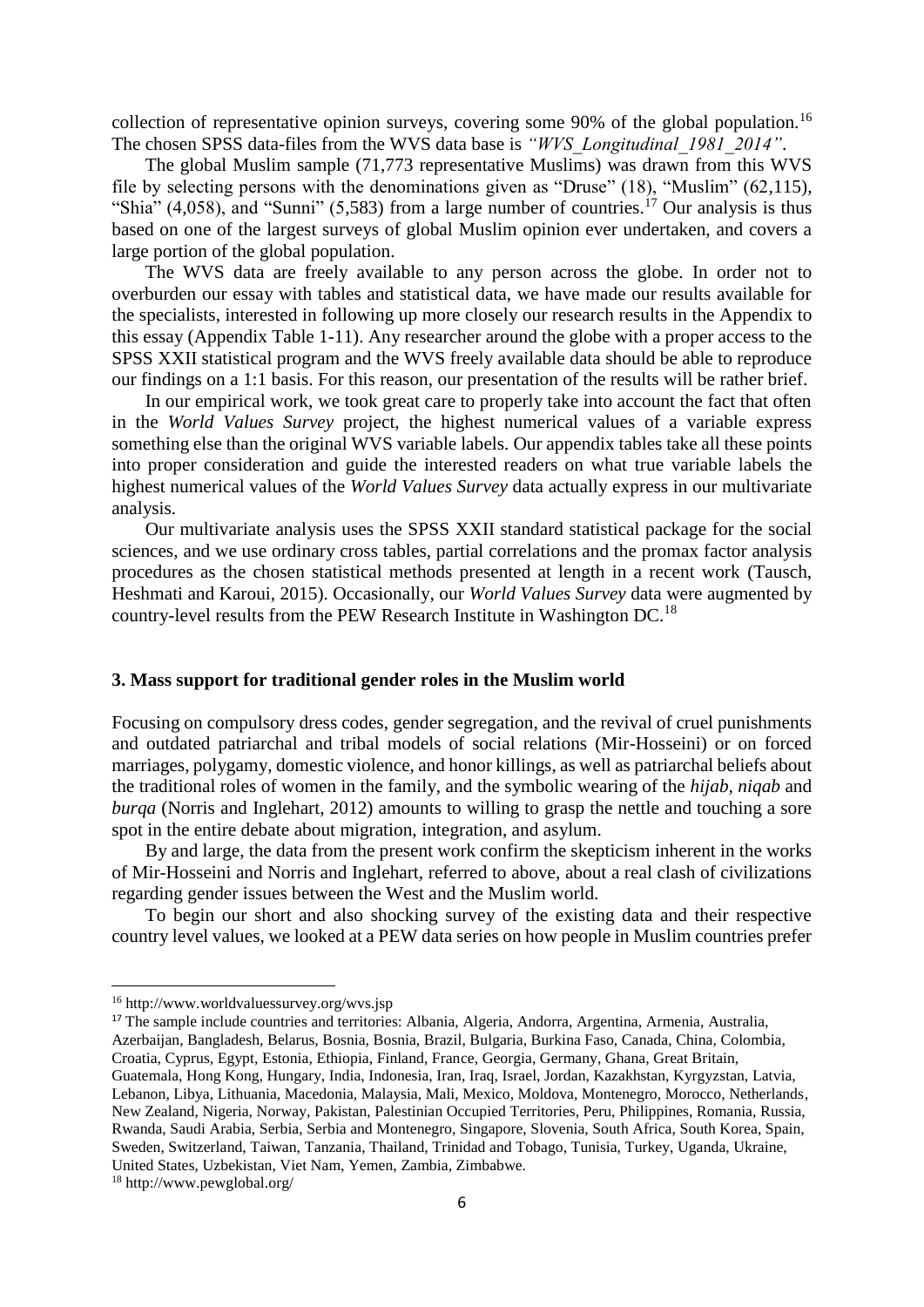collection of representative opinion surveys, covering some 90% of the global population.[16] The chosen SPSS data-files from the WVS data base is *"WVS_Longitudinal_1981_2014"*.

The global Muslim sample (71,773 representative Muslims) was drawn from this WVS file by selecting persons with the denominations given as "Druse" (18), "Muslim" (62,115), "Shia" (4,058), and "Sunni" (5,583) from a large number of countries.[17] Our analysis is thus based on one of the largest surveys of global Muslim opinion ever undertaken, and covers a large portion of the global population.

The WVS data are freely available to any person across the globe. In order not to overburden our essay with tables and statistical data, we have made our results available for the specialists, interested in following up more closely our research results in the Appendix to this essay (Appendix Table 1-11). Any researcher around the globe with a proper access to the SPSS XXII statistical program and the WVS freely available data should be able to reproduce our findings on a 1:1 basis. For this reason, our presentation of the results will be rather brief.

In our empirical work, we took great care to properly take into account the fact that often in the *World Values Survey* project, the highest numerical values of a variable express something else than the original WVS variable labels. Our appendix tables take all these points into proper consideration and guide the interested readers on what true variable labels the highest numerical values of the *World Values Survey* data actually express in our multivariate analysis.

Our multivariate analysis uses the SPSS XXII standard statistical package for the social sciences, and we use ordinary cross tables, partial correlations and the promax factor analysis procedures as the chosen statistical methods presented at length in a recent work (Tausch, Heshmati and Karoui, 2015). Occasionally, our *World Values Survey* data were augmented by country-level results from the PEW Research Institute in Washington DC.[18]

### 3. Mass support for traditional gender roles in the Muslim world

Focusing on compulsory dress codes, gender segregation, and the revival of cruel punishments and outdated patriarchal and tribal models of social relations (Mir-Hosseini) or on forced marriages, polygamy, domestic violence, and honor killings, as well as patriarchal beliefs about the traditional roles of women in the family, and the symbolic wearing of the *hijab*, *niqab* and *burqa* (Norris and Inglehart, 2012) amounts to willing to grasp the nettle and touching a sore spot in the entire debate about migration, integration, and asylum.

By and large, the data from the present work confirm the skepticism inherent in the works of Mir-Hosseini and Norris and Inglehart, referred to above, about a real clash of civilizations regarding gender issues between the West and the Muslim world.

To begin our short and also shocking survey of the existing data and their respective country level values, we looked at a PEW data series on how people in Muslim countries prefer

---

[16] http://www.worldvaluessurvey.org/wvs.jsp

[17] The sample include countries and territories: Albania, Algeria, Andorra, Argentina, Armenia, Australia, Azerbaijan, Bangladesh, Belarus, Bosnia, Bosnia, Brazil, Bulgaria, Burkina Faso, Canada, China, Colombia, Croatia, Cyprus, Egypt, Estonia, Ethiopia, Finland, France, Georgia, Germany, Ghana, Great Britain, Guatemala, Hong Kong, Hungary, India, Indonesia, Iran, Iraq, Israel, Jordan, Kazakhstan, Kyrgyzstan, Latvia, Lebanon, Libya, Lithuania, Macedonia, Malaysia, Mali, Mexico, Moldova, Montenegro, Morocco, Netherlands, New Zealand, Nigeria, Norway, Pakistan, Palestinian Occupied Territories, Peru, Philippines, Romania, Russia, Rwanda, Saudi Arabia, Serbia, Serbia and Montenegro, Singapore, Slovenia, South Africa, South Korea, Spain, Sweden, Switzerland, Taiwan, Tanzania, Thailand, Trinidad and Tobago, Tunisia, Turkey, Uganda, Ukraine, United States, Uzbekistan, Viet Nam, Yemen, Zambia, Zimbabwe.

[18] http://www.pewglobal.org/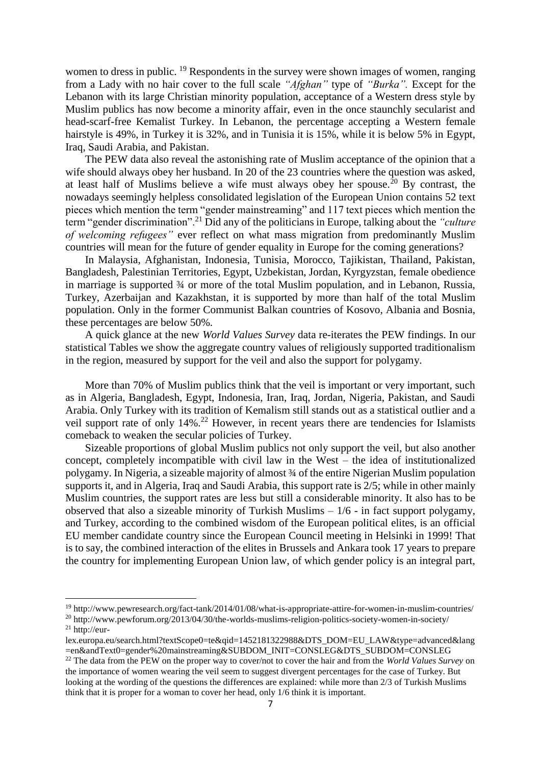women to dress in public. [19] Respondents in the survey were shown images of women, ranging from a Lady with no hair cover to the full scale *"Afghan"* type of *"Burka"*. Except for the Lebanon with its large Christian minority population, acceptance of a Western dress style by Muslim publics has now become a minority affair, even in the once staunchly secularist and head-scarf-free Kemalist Turkey. In Lebanon, the percentage accepting a Western female hairstyle is 49%, in Turkey it is 32%, and in Tunisia it is 15%, while it is below 5% in Egypt, Iraq, Saudi Arabia, and Pakistan.

The PEW data also reveal the astonishing rate of Muslim acceptance of the opinion that a wife should always obey her husband. In 20 of the 23 countries where the question was asked, at least half of Muslims believe a wife must always obey her spouse.[20] By contrast, the nowadays seemingly helpless consolidated legislation of the European Union contains 52 text pieces which mention the term "gender mainstreaming" and 117 text pieces which mention the term "gender discrimination".[21] Did any of the politicians in Europe, talking about the *"culture of welcoming refugees"* ever reflect on what mass migration from predominantly Muslim countries will mean for the future of gender equality in Europe for the coming generations?

In Malaysia, Afghanistan, Indonesia, Tunisia, Morocco, Tajikistan, Thailand, Pakistan, Bangladesh, Palestinian Territories, Egypt, Uzbekistan, Jordan, Kyrgyzstan, female obedience in marriage is supported ¾ or more of the total Muslim population, and in Lebanon, Russia, Turkey, Azerbaijan and Kazakhstan, it is supported by more than half of the total Muslim population. Only in the former Communist Balkan countries of Kosovo, Albania and Bosnia, these percentages are below 50%.

A quick glance at the new *World Values Survey* data re-iterates the PEW findings. In our statistical Tables we show the aggregate country values of religiously supported traditionalism in the region, measured by support for the veil and also the support for polygamy.

More than 70% of Muslim publics think that the veil is important or very important, such as in Algeria, Bangladesh, Egypt, Indonesia, Iran, Iraq, Jordan, Nigeria, Pakistan, and Saudi Arabia. Only Turkey with its tradition of Kemalism still stands out as a statistical outlier and a veil support rate of only 14%.[22] However, in recent years there are tendencies for Islamists comeback to weaken the secular policies of Turkey.

Sizeable proportions of global Muslim publics not only support the veil, but also another concept, completely incompatible with civil law in the West – the idea of institutionalized polygamy. In Nigeria, a sizeable majority of almost ¾ of the entire Nigerian Muslim population supports it, and in Algeria, Iraq and Saudi Arabia, this support rate is 2/5; while in other mainly Muslim countries, the support rates are less but still a considerable minority. It also has to be observed that also a sizeable minority of Turkish Muslims – 1/6 - in fact support polygamy, and Turkey, according to the combined wisdom of the European political elites, is an official EU member candidate country since the European Council meeting in Helsinki in 1999! That is to say, the combined interaction of the elites in Brussels and Ankara took 17 years to prepare the country for implementing European Union law, of which gender policy is an integral part,

---

[19] http://www.pewresearch.org/fact-tank/2014/01/08/what-is-appropriate-attire-for-women-in-muslim-countries/

[20] http://www.pewforum.org/2013/04/30/the-worlds-muslims-religion-politics-society-women-in-society/

[21] http://eur-lex.europa.eu/search.html?textScope0=te&qid=1452181322988&DTS_DOM=EU_LAW&type=advanced&lang=en&andText0=gender%20mainstreaming&SUBDOM_INIT=CONSLEG&DTS_SUBDOM=CONSLEG

[22] The data from the PEW on the proper way to cover/not to cover the hair and from the *World Values Survey* on the importance of women wearing the veil seem to suggest divergent percentages for the case of Turkey. But looking at the wording of the questions the differences are explained: while more than 2/3 of Turkish Muslims think that it is proper for a woman to cover her head, only 1/6 think it is important.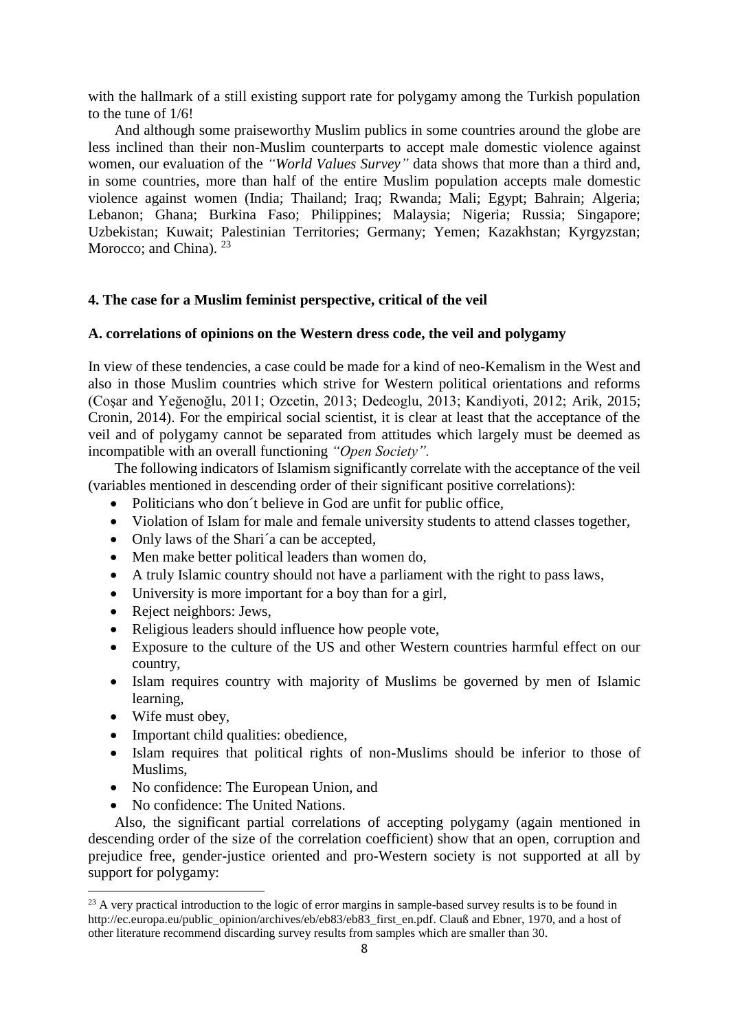with the hallmark of a still existing support rate for polygamy among the Turkish population to the tune of 1/6!

And although some praiseworthy Muslim publics in some countries around the globe are less inclined than their non-Muslim counterparts to accept male domestic violence against women, our evaluation of the *"World Values Survey"* data shows that more than a third and, in some countries, more than half of the entire Muslim population accepts male domestic violence against women (India; Thailand; Iraq; Rwanda; Mali; Egypt; Bahrain; Algeria; Lebanon; Ghana; Burkina Faso; Philippines; Malaysia; Nigeria; Russia; Singapore; Uzbekistan; Kuwait; Palestinian Territories; Germany; Yemen; Kazakhstan; Kyrgyzstan; Morocco; and China). [23]

## 4. The case for a Muslim feminist perspective, critical of the veil

### A. correlations of opinions on the Western dress code, the veil and polygamy

In view of these tendencies, a case could be made for a kind of neo-Kemalism in the West and also in those Muslim countries which strive for Western political orientations and reforms (Coşar and Yeğenoğlu, 2011; Ozcetin, 2013; Dedeoglu, 2013; Kandiyoti, 2012; Arik, 2015; Cronin, 2014). For the empirical social scientist, it is clear at least that the acceptance of the veil and of polygamy cannot be separated from attitudes which largely must be deemed as incompatible with an overall functioning *"Open Society".*

The following indicators of Islamism significantly correlate with the acceptance of the veil (variables mentioned in descending order of their significant positive correlations):

- Politicians who don´t believe in God are unfit for public office,
- Violation of Islam for male and female university students to attend classes together,
- Only laws of the Shari´a can be accepted,
- Men make better political leaders than women do,
- A truly Islamic country should not have a parliament with the right to pass laws,
- University is more important for a boy than for a girl,
- Reject neighbors: Jews,
- Religious leaders should influence how people vote,
- Exposure to the culture of the US and other Western countries harmful effect on our country,
- Islam requires country with majority of Muslims be governed by men of Islamic learning,
- Wife must obey,
- Important child qualities: obedience,
- Islam requires that political rights of non-Muslims should be inferior to those of Muslims,
- No confidence: The European Union, and
- No confidence: The United Nations.

Also, the significant partial correlations of accepting polygamy (again mentioned in descending order of the size of the correlation coefficient) show that an open, corruption and prejudice free, gender-justice oriented and pro-Western society is not supported at all by support for polygamy:

[23] A very practical introduction to the logic of error margins in sample-based survey results is to be found in http://ec.europa.eu/public_opinion/archives/eb/eb83/eb83_first_en.pdf. Claußand Ebner, 1970, and a host of other literature recommend discarding survey results from samples which are smaller than 30.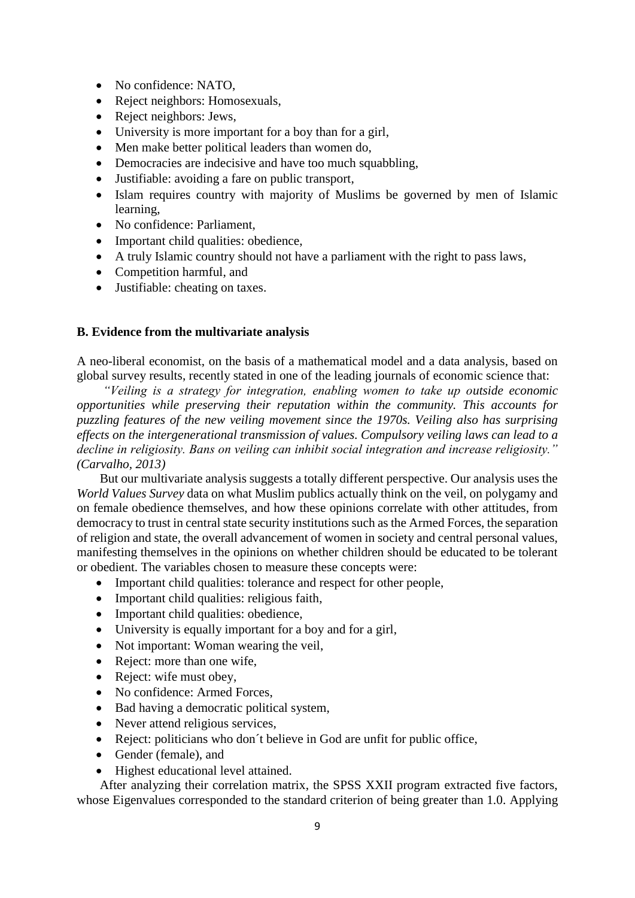- No confidence: NATO,
- Reject neighbors: Homosexuals,
- Reject neighbors: Jews,
- University is more important for a boy than for a girl,
- Men make better political leaders than women do,
- Democracies are indecisive and have too much squabbling,
- Justifiable: avoiding a fare on public transport,
- Islam requires country with majority of Muslims be governed by men of Islamic learning,
- No confidence: Parliament,
- Important child qualities: obedience,
- A truly Islamic country should not have a parliament with the right to pass laws,
- Competition harmful, and
- Justifiable: cheating on taxes.

**B. Evidence from the multivariate analysis**

A neo-liberal economist, on the basis of a mathematical model and a data analysis, based on global survey results, recently stated in one of the leading journals of economic science that:

*"Veiling is a strategy for integration, enabling women to take up outside economic opportunities while preserving their reputation within the community. This accounts for puzzling features of the new veiling movement since the 1970s. Veiling also has surprising effects on the intergenerational transmission of values. Compulsory veiling laws can lead to a decline in religiosity. Bans on veiling can inhibit social integration and increase religiosity." (Carvalho, 2013)*

But our multivariate analysis suggests a totally different perspective. Our analysis uses the *World Values Survey* data on what Muslim publics actually think on the veil, on polygamy and on female obedience themselves, and how these opinions correlate with other attitudes, from democracy to trust in central state security institutions such as the Armed Forces, the separation of religion and state, the overall advancement of women in society and central personal values, manifesting themselves in the opinions on whether children should be educated to be tolerant or obedient. The variables chosen to measure these concepts were:

- Important child qualities: tolerance and respect for other people,
- Important child qualities: religious faith,
- Important child qualities: obedience,
- University is equally important for a boy and for a girl,
- Not important: Woman wearing the veil,
- Reject: more than one wife,
- Reject: wife must obey,
- No confidence: Armed Forces,
- Bad having a democratic political system,
- Never attend religious services,
- Reject: politicians who don´t believe in God are unfit for public office,
- Gender (female), and
- Highest educational level attained.

After analyzing their correlation matrix, the SPSS XXII program extracted five factors, whose Eigenvalues corresponded to the standard criterion of being greater than 1.0. Applying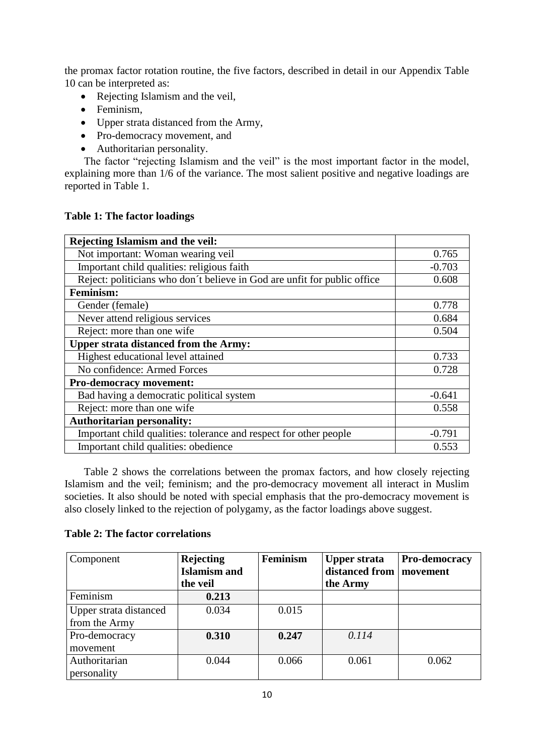the promax factor rotation routine, the five factors, described in detail in our Appendix Table 10 can be interpreted as:

- Rejecting Islamism and the veil,
- Feminism,
- Upper strata distanced from the Army,
- Pro-democracy movement, and
- Authoritarian personality.

The factor "rejecting Islamism and the veil" is the most important factor in the model, explaining more than 1/6 of the variance. The most salient positive and negative loadings are reported in Table 1.

**Table 1: The factor loadings**

| | |
|---|---|
| **Rejecting Islamism and the veil:** | |
| Not important: Woman wearing veil | 0.765 |
| Important child qualities: religious faith | -0.703 |
| Reject: politicians who don´t believe in God are unfit for public office | 0.608 |
| **Feminism:** | |
| Gender (female) | 0.778 |
| Never attend religious services | 0.684 |
| Reject: more than one wife | 0.504 |
| **Upper strata distanced from the Army:** | |
| Highest educational level attained | 0.733 |
| No confidence: Armed Forces | 0.728 |
| **Pro-democracy movement:** | |
| Bad having a democratic political system | -0.641 |
| Reject: more than one wife | 0.558 |
| **Authoritarian personality:** | |
| Important child qualities: tolerance and respect for other people | -0.791 |
| Important child qualities: obedience | 0.553 |

Table 2 shows the correlations between the promax factors, and how closely rejecting Islamism and the veil; feminism; and the pro-democracy movement all interact in Muslim societies. It also should be noted with special emphasis that the pro-democracy movement is also closely linked to the rejection of polygamy, as the factor loadings above suggest.

**Table 2: The factor correlations**

| Component | **Rejecting Islamism and the veil** | **Feminism** | **Upper strata distanced from the Army** | **Pro-democracy movement** |
|---|---|---|---|---|
| Feminism | **0.213** | | | |
| Upper strata distanced from the Army | 0.034 | 0.015 | | |
| Pro-democracy movement | **0.310** | **0.247** | *0.114* | |
| Authoritarian personality | 0.044 | 0.066 | 0.061 | 0.062 |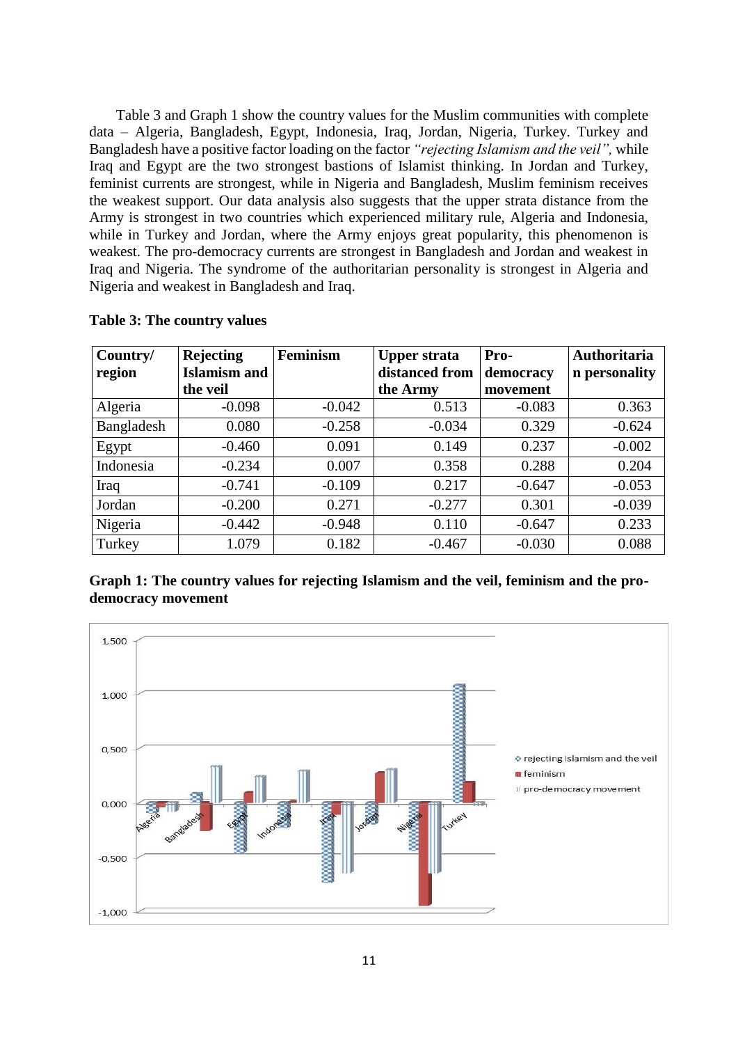Table 3 and Graph 1 show the country values for the Muslim communities with complete data – Algeria, Bangladesh, Egypt, Indonesia, Iraq, Jordan, Nigeria, Turkey. Turkey and Bangladesh have a positive factor loading on the factor *"rejecting Islamism and the veil",* while Iraq and Egypt are the two strongest bastions of Islamist thinking. In Jordan and Turkey, feminist currents are strongest, while in Nigeria and Bangladesh, Muslim feminism receives the weakest support. Our data analysis also suggests that the upper strata distance from the Army is strongest in two countries which experienced military rule, Algeria and Indonesia, while in Turkey and Jordan, where the Army enjoys great popularity, this phenomenon is weakest. The pro-democracy currents are strongest in Bangladesh and Jordan and weakest in Iraq and Nigeria. The syndrome of the authoritarian personality is strongest in Algeria and Nigeria and weakest in Bangladesh and Iraq.

**Table 3: The country values**

| Country/ region | Rejecting Islamism and the veil | Feminism | Upper strata distanced from the Army | Pro-democracy movement | Authoritarian personality |
|---|---|---|---|---|---|
| Algeria | -0.098 | -0.042 | 0.513 | -0.083 | 0.363 |
| Bangladesh | 0.080 | -0.258 | -0.034 | 0.329 | -0.624 |
| Egypt | -0.460 | 0.091 | 0.149 | 0.237 | -0.002 |
| Indonesia | -0.234 | 0.007 | 0.358 | 0.288 | 0.204 |
| Iraq | -0.741 | -0.109 | 0.217 | -0.647 | -0.053 |
| Jordan | -0.200 | 0.271 | -0.277 | 0.301 | -0.039 |
| Nigeria | -0.442 | -0.948 | 0.110 | -0.647 | 0.233 |
| Turkey | 1.079 | 0.182 | -0.467 | -0.030 | 0.088 |

**Graph 1: The country values for rejecting Islamism and the veil, feminism and the pro-democracy movement**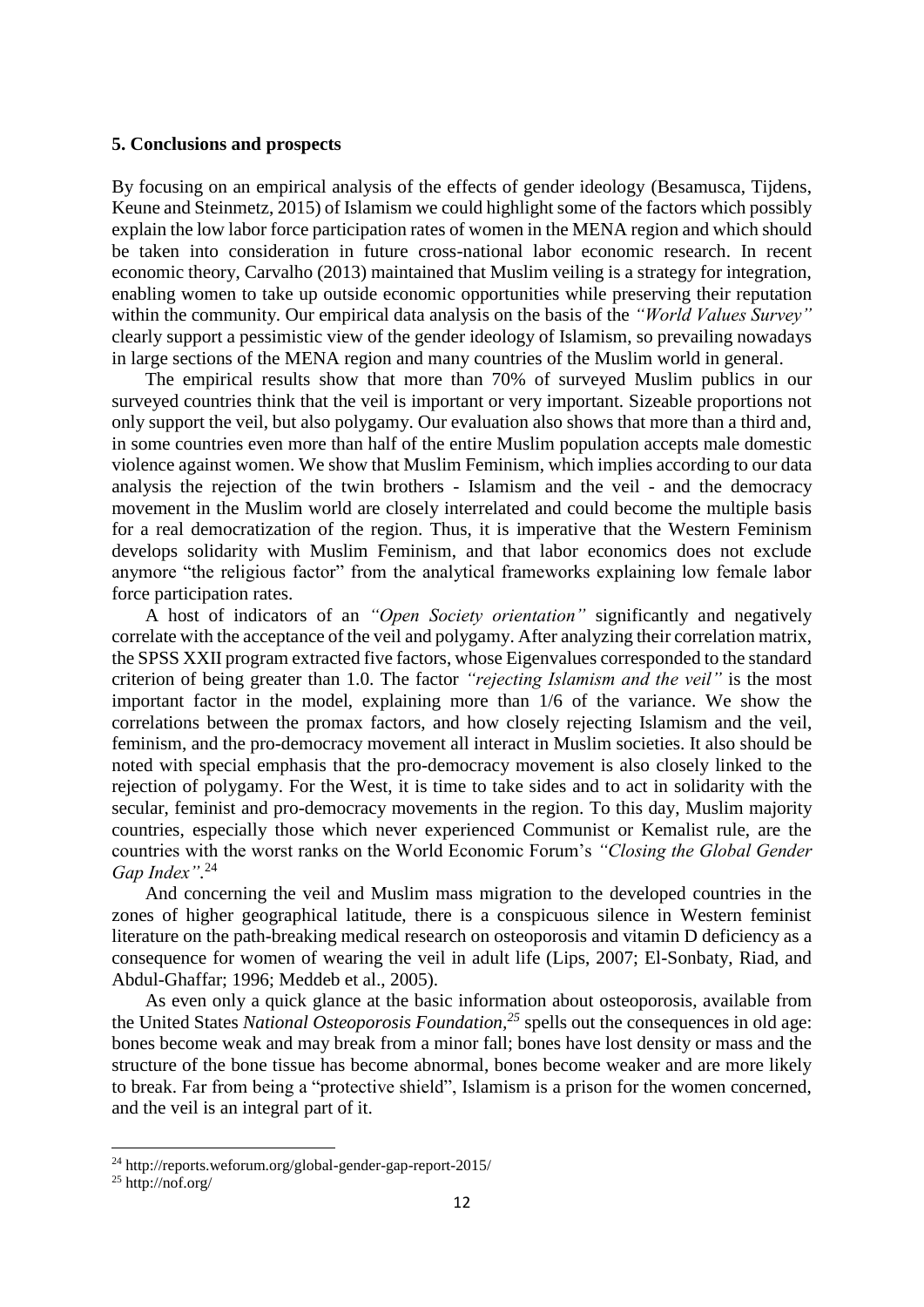### 5. Conclusions and prospects

By focusing on an empirical analysis of the effects of gender ideology (Besamusca, Tijdens, Keune and Steinmetz, 2015) of Islamism we could highlight some of the factors which possibly explain the low labor force participation rates of women in the MENA region and which should be taken into consideration in future cross-national labor economic research. In recent economic theory, Carvalho (2013) maintained that Muslim veiling is a strategy for integration, enabling women to take up outside economic opportunities while preserving their reputation within the community. Our empirical data analysis on the basis of the *"World Values Survey"* clearly support a pessimistic view of the gender ideology of Islamism, so prevailing nowadays in large sections of the MENA region and many countries of the Muslim world in general.

The empirical results show that more than 70% of surveyed Muslim publics in our surveyed countries think that the veil is important or very important. Sizeable proportions not only support the veil, but also polygamy. Our evaluation also shows that more than a third and, in some countries even more than half of the entire Muslim population accepts male domestic violence against women. We show that Muslim Feminism, which implies according to our data analysis the rejection of the twin brothers - Islamism and the veil - and the democracy movement in the Muslim world are closely interrelated and could become the multiple basis for a real democratization of the region. Thus, it is imperative that the Western Feminism develops solidarity with Muslim Feminism, and that labor economics does not exclude anymore "the religious factor" from the analytical frameworks explaining low female labor force participation rates.

A host of indicators of an *"Open Society orientation"* significantly and negatively correlate with the acceptance of the veil and polygamy. After analyzing their correlation matrix, the SPSS XXII program extracted five factors, whose Eigenvalues corresponded to the standard criterion of being greater than 1.0. The factor *"rejecting Islamism and the veil"* is the most important factor in the model, explaining more than 1/6 of the variance. We show the correlations between the promax factors, and how closely rejecting Islamism and the veil, feminism, and the pro-democracy movement all interact in Muslim societies. It also should be noted with special emphasis that the pro-democracy movement is also closely linked to the rejection of polygamy. For the West, it is time to take sides and to act in solidarity with the secular, feminist and pro-democracy movements in the region. To this day, Muslim majority countries, especially those which never experienced Communist or Kemalist rule, are the countries with the worst ranks on the World Economic Forum's *"Closing the Global Gender Gap Index"*.[24]

And concerning the veil and Muslim mass migration to the developed countries in the zones of higher geographical latitude, there is a conspicuous silence in Western feminist literature on the path-breaking medical research on osteoporosis and vitamin D deficiency as a consequence for women of wearing the veil in adult life (Lips, 2007; El-Sonbaty, Riad, and Abdul-Ghaffar; 1996; Meddeb et al., 2005).

As even only a quick glance at the basic information about osteoporosis, available from the United States *National Osteoporosis Foundation*,[25] spells out the consequences in old age: bones become weak and may break from a minor fall; bones have lost density or mass and the structure of the bone tissue has become abnormal, bones become weaker and are more likely to break. Far from being a "protective shield", Islamism is a prison for the women concerned, and the veil is an integral part of it.

[24] http://reports.weforum.org/global-gender-gap-report-2015/

[25] http://nof.org/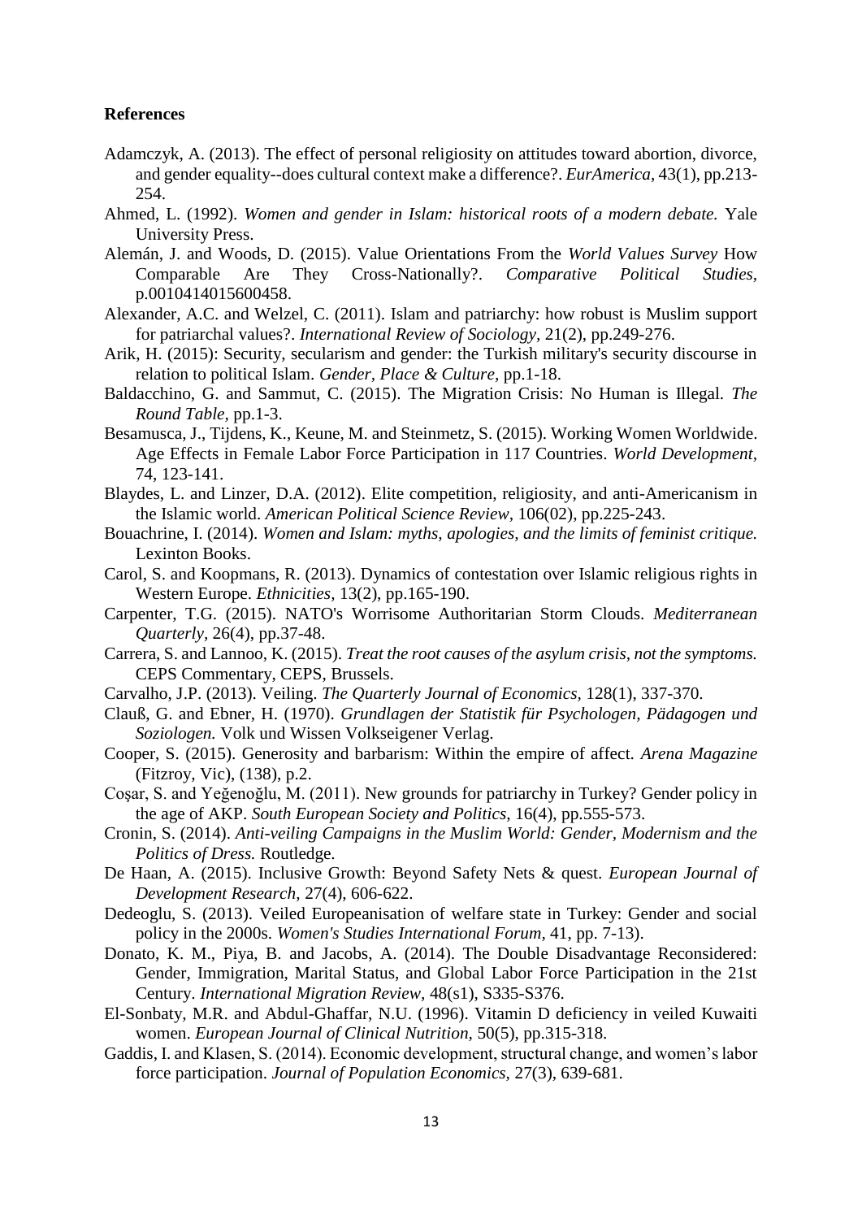## References

Adamczyk, A. (2013). The effect of personal religiosity on attitudes toward abortion, divorce, and gender equality--does cultural context make a difference?. *EurAmerica*, 43(1), pp.213-254.

Ahmed, L. (1992). *Women and gender in Islam: historical roots of a modern debate.* Yale University Press.

Alemán, J. and Woods, D. (2015). Value Orientations From the *World Values Survey* How Comparable Are They Cross-Nationally?. *Comparative Political Studies*, p.0010414015600458.

Alexander, A.C. and Welzel, C. (2011). Islam and patriarchy: how robust is Muslim support for patriarchal values?. *International Review of Sociology*, 21(2), pp.249-276.

Arik, H. (2015): Security, secularism and gender: the Turkish military's security discourse in relation to political Islam. *Gender, Place & Culture*, pp.1-18.

Baldacchino, G. and Sammut, C. (2015). The Migration Crisis: No Human is Illegal. *The Round Table*, pp.1-3.

Besamusca, J., Tijdens, K., Keune, M. and Steinmetz, S. (2015). Working Women Worldwide. Age Effects in Female Labor Force Participation in 117 Countries. *World Development*, 74, 123-141.

Blaydes, L. and Linzer, D.A. (2012). Elite competition, religiosity, and anti-Americanism in the Islamic world. *American Political Science Review*, 106(02), pp.225-243.

Bouachrine, I. (2014). *Women and Islam: myths, apologies, and the limits of feminist critique.* Lexinton Books.

Carol, S. and Koopmans, R. (2013). Dynamics of contestation over Islamic religious rights in Western Europe. *Ethnicities*, 13(2), pp.165-190.

Carpenter, T.G. (2015). NATO's Worrisome Authoritarian Storm Clouds. *Mediterranean Quarterly*, 26(4), pp.37-48.

Carrera, S. and Lannoo, K. (2015). *Treat the root causes of the asylum crisis, not the symptoms.* CEPS Commentary, CEPS, Brussels.

Carvalho, J.P. (2013). Veiling. *The Quarterly Journal of Economics*, 128(1), 337-370.

Clauß, G. and Ebner, H. (1970). *Grundlagen der Statistik für Psychologen, Pädagogen und Soziologen.* Volk und Wissen Volkseigener Verlag.

Cooper, S. (2015). Generosity and barbarism: Within the empire of affect. *Arena Magazine* (Fitzroy, Vic), (138), p.2.

Coşar, S. and Yeğenoğlu, M. (2011). New grounds for patriarchy in Turkey? Gender policy in the age of AKP. *South European Society and Politics*, 16(4), pp.555-573.

Cronin, S. (2014). *Anti-veiling Campaigns in the Muslim World: Gender, Modernism and the Politics of Dress.* Routledge.

De Haan, A. (2015). Inclusive Growth: Beyond Safety Nets & quest. *European Journal of Development Research*, 27(4), 606-622.

Dedeoglu, S. (2013). Veiled Europeanisation of welfare state in Turkey: Gender and social policy in the 2000s. *Women's Studies International Forum*, 41, pp. 7-13).

Donato, K. M., Piya, B. and Jacobs, A. (2014). The Double Disadvantage Reconsidered: Gender, Immigration, Marital Status, and Global Labor Force Participation in the 21st Century. *International Migration Review*, 48(s1), S335-S376.

El-Sonbaty, M.R. and Abdul-Ghaffar, N.U. (1996). Vitamin D deficiency in veiled Kuwaiti women. *European Journal of Clinical Nutrition*, 50(5), pp.315-318.

Gaddis, I. and Klasen, S. (2014). Economic development, structural change, and women's labor force participation. *Journal of Population Economics*, 27(3), 639-681.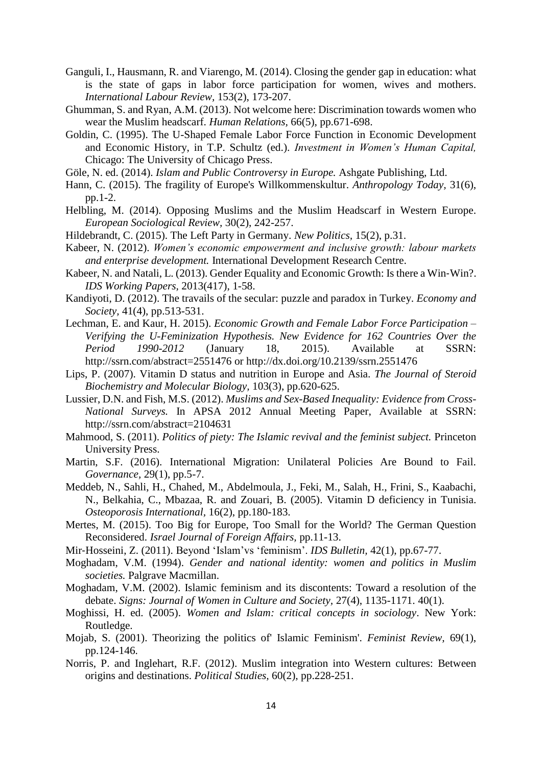Ganguli, I., Hausmann, R. and Viarengo, M. (2014). Closing the gender gap in education: what is the state of gaps in labor force participation for women, wives and mothers. *International Labour Review*, 153(2), 173-207.

Ghumman, S. and Ryan, A.M. (2013). Not welcome here: Discrimination towards women who wear the Muslim headscarf. *Human Relations*, 66(5), pp.671-698.

Goldin, C. (1995). The U-Shaped Female Labor Force Function in Economic Development and Economic History, in T.P. Schultz (ed.). *Investment in Women's Human Capital,* Chicago: The University of Chicago Press.

Göle, N. ed. (2014). *Islam and Public Controversy in Europe.* Ashgate Publishing, Ltd.

Hann, C. (2015). The fragility of Europe's Willkommenskultur. *Anthropology Today*, 31(6), pp.1-2.

Helbling, M. (2014). Opposing Muslims and the Muslim Headscarf in Western Europe. *European Sociological Review,* 30(2), 242-257.

Hildebrandt, C. (2015). The Left Party in Germany. *New Politics*, 15(2), p.31.

Kabeer, N. (2012). *Women's economic empowerment and inclusive growth: labour markets and enterprise development.* International Development Research Centre.

Kabeer, N. and Natali, L. (2013). Gender Equality and Economic Growth: Is there a Win‐Win?. *IDS Working Papers*, 2013(417), 1-58.

Kandiyoti, D. (2012). The travails of the secular: puzzle and paradox in Turkey. *Economy and Society,* 41(4), pp.513-531.

Lechman, E. and Kaur, H. 2015). *Economic Growth and Female Labor Force Participation – Verifying the U-Feminization Hypothesis. New Evidence for 162 Countries Over the Period 1990-2012* (January 18, 2015). Available at SSRN: http://ssrn.com/abstract=2551476 or http://dx.doi.org/10.2139/ssrn.2551476

Lips, P. (2007). Vitamin D status and nutrition in Europe and Asia. *The Journal of Steroid Biochemistry and Molecular Biology,* 103(3), pp.620-625.

Lussier, D.N. and Fish, M.S. (2012). *Muslims and Sex-Based Inequality: Evidence from Cross-National Surveys.* In APSA 2012 Annual Meeting Paper, Available at SSRN: http://ssrn.com/abstract=2104631

Mahmood, S. (2011). *Politics of piety: The Islamic revival and the feminist subject.* Princeton University Press.

Martin, S.F. (2016). International Migration: Unilateral Policies Are Bound to Fail. *Governance,* 29(1), pp.5-7.

Meddeb, N., Sahli, H., Chahed, M., Abdelmoula, J., Feki, M., Salah, H., Frini, S., Kaabachi, N., Belkahia, C., Mbazaa, R. and Zouari, B. (2005). Vitamin D deficiency in Tunisia. *Osteoporosis International,* 16(2), pp.180-183.

Mertes, M. (2015). Too Big for Europe, Too Small for the World? The German Question Reconsidered. *Israel Journal of Foreign Affairs,* pp.11-13.

Mir‐Hosseini, Z. (2011). Beyond 'Islam'vs 'feminism'. *IDS Bulletin,* 42(1), pp.67-77.

Moghadam, V.M. (1994). *Gender and national identity: women and politics in Muslim societies.* Palgrave Macmillan.

Moghadam, V.M. (2002). Islamic feminism and its discontents: Toward a resolution of the debate. *Signs: Journal of Women in Culture and Society,* 27(4), 1135-1171. 40(1).

Moghissi, H. ed. (2005). *Women and Islam: critical concepts in sociology*. New York: Routledge.

Mojab, S. (2001). Theorizing the politics of' Islamic Feminism'. *Feminist Review,* 69(1), pp.124-146.

Norris, P. and Inglehart, R.F. (2012). Muslim integration into Western cultures: Between origins and destinations. *Political Studies,* 60(2), pp.228-251.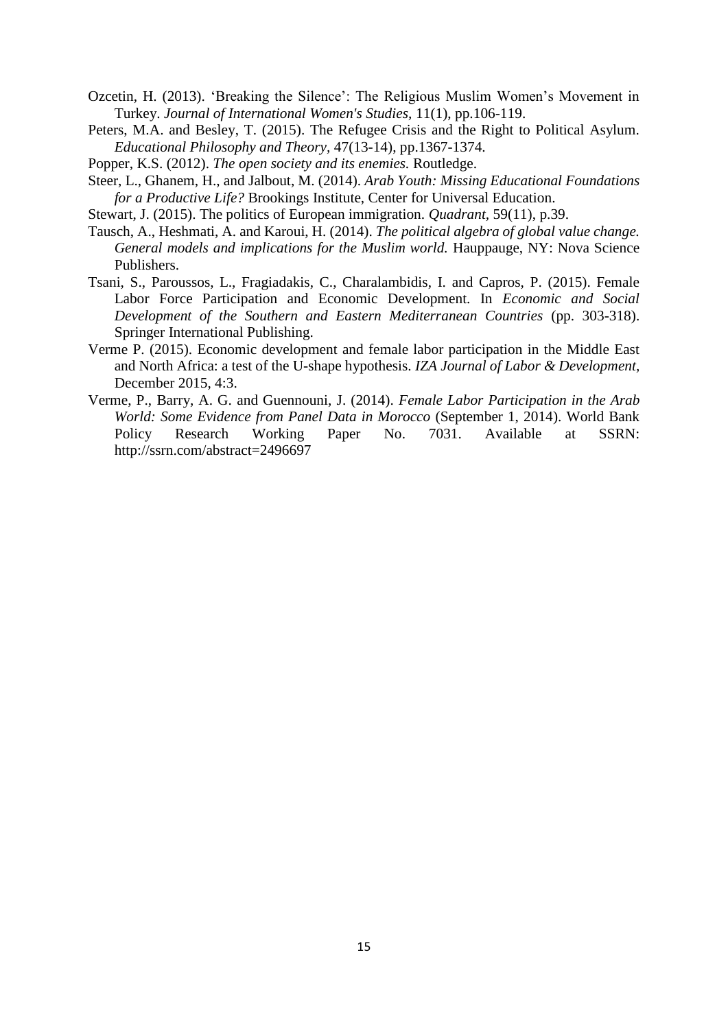Ozcetin, H. (2013). 'Breaking the Silence': The Religious Muslim Women's Movement in Turkey. *Journal of International Women's Studies,* 11(1), pp.106-119.

Peters, M.A. and Besley, T. (2015). The Refugee Crisis and the Right to Political Asylum. *Educational Philosophy and Theory*, 47(13-14), pp.1367-1374.

Popper, K.S. (2012). *The open society and its enemies.* Routledge.

Steer, L., Ghanem, H., and Jalbout, M. (2014). *Arab Youth: Missing Educational Foundations for a Productive Life?* Brookings Institute, Center for Universal Education.

Stewart, J. (2015). The politics of European immigration. *Quadrant,* 59(11), p.39.

Tausch, A., Heshmati, A. and Karoui, H. (2014). *The political algebra of global value change. General models and implications for the Muslim world.* Hauppauge, NY: Nova Science Publishers.

Tsani, S., Paroussos, L., Fragiadakis, C., Charalambidis, I. and Capros, P. (2015). Female Labor Force Participation and Economic Development. In *Economic and Social Development of the Southern and Eastern Mediterranean Countries* (pp. 303-318). Springer International Publishing.

Verme P. (2015). Economic development and female labor participation in the Middle East and North Africa: a test of the U-shape hypothesis. *IZA Journal of Labor & Development*, December 2015, 4:3.

Verme, P., Barry, A. G. and Guennouni, J. (2014). *Female Labor Participation in the Arab World: Some Evidence from Panel Data in Morocco* (September 1, 2014). World Bank Policy Research Working Paper No. 7031. Available at SSRN: http://ssrn.com/abstract=2496697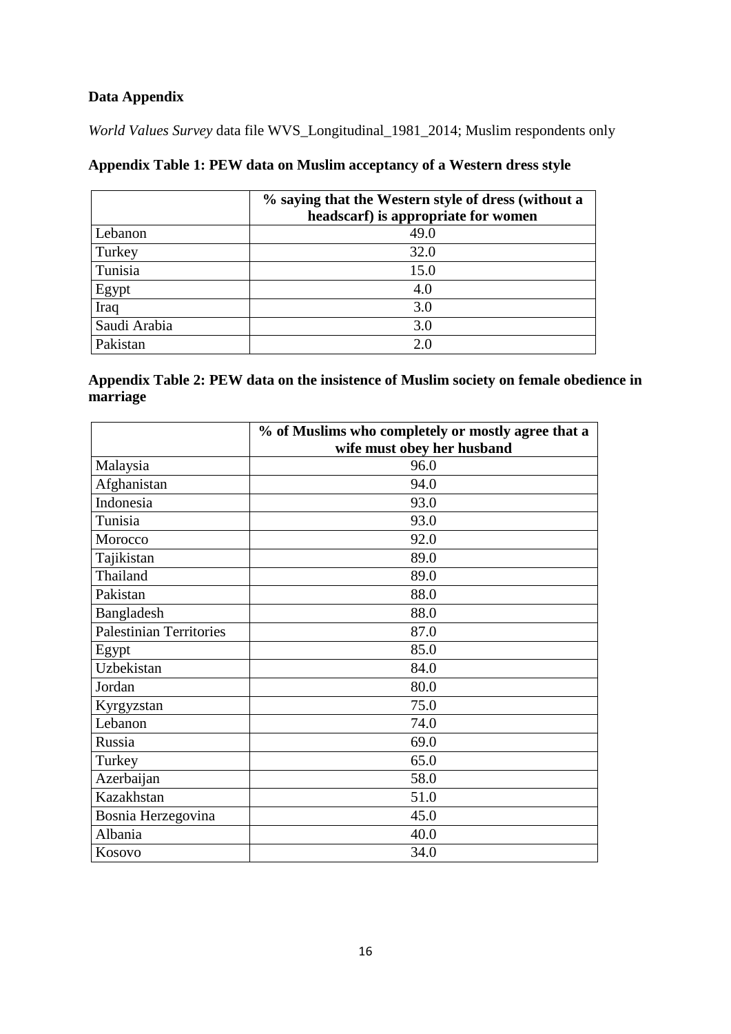**Data Appendix**

*World Values Survey* data file WVS_Longitudinal_1981_2014; Muslim respondents only

**Appendix Table 1: PEW data on Muslim acceptancy of a Western dress style**

| | % saying that the Western style of dress (without a headscarf) is appropriate for women |
|---|---|
| Lebanon | 49.0 |
| Turkey | 32.0 |
| Tunisia | 15.0 |
| Egypt | 4.0 |
| Iraq | 3.0 |
| Saudi Arabia | 3.0 |
| Pakistan | 2.0 |

**Appendix Table 2: PEW data on the insistence of Muslim society on female obedience in marriage**

| | % of Muslims who completely or mostly agree that a wife must obey her husband |
|---|---|
| Malaysia | 96.0 |
| Afghanistan | 94.0 |
| Indonesia | 93.0 |
| Tunisia | 93.0 |
| Morocco | 92.0 |
| Tajikistan | 89.0 |
| Thailand | 89.0 |
| Pakistan | 88.0 |
| Bangladesh | 88.0 |
| Palestinian Territories | 87.0 |
| Egypt | 85.0 |
| Uzbekistan | 84.0 |
| Jordan | 80.0 |
| Kyrgyzstan | 75.0 |
| Lebanon | 74.0 |
| Russia | 69.0 |
| Turkey | 65.0 |
| Azerbaijan | 58.0 |
| Kazakhstan | 51.0 |
| Bosnia Herzegovina | 45.0 |
| Albania | 40.0 |
| Kosovo | 34.0 |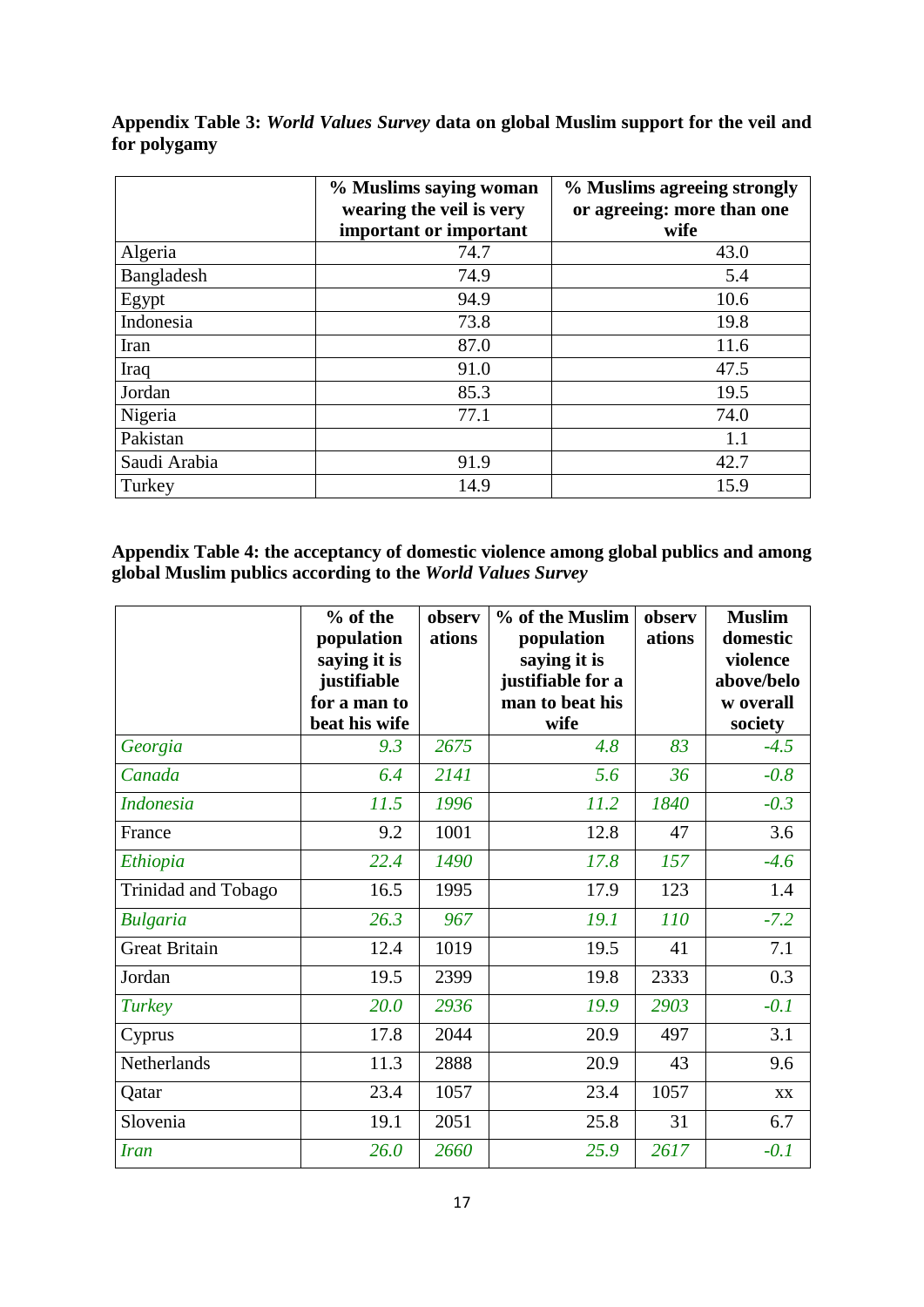**Appendix Table 3: *World Values Survey* data on global Muslim support for the veil and for polygamy**

| | % Muslims saying woman wearing the veil is very important or important | % Muslims agreeing strongly or agreeing: more than one wife |
|---|---|---|
| Algeria | 74.7 | 43.0 |
| Bangladesh | 74.9 | 5.4 |
| Egypt | 94.9 | 10.6 |
| Indonesia | 73.8 | 19.8 |
| Iran | 87.0 | 11.6 |
| Iraq | 91.0 | 47.5 |
| Jordan | 85.3 | 19.5 |
| Nigeria | 77.1 | 74.0 |
| Pakistan | | 1.1 |
| Saudi Arabia | 91.9 | 42.7 |
| Turkey | 14.9 | 15.9 |

**Appendix Table 4: the acceptancy of domestic violence among global publics and among global Muslim publics according to the *World Values Survey***

| | % of the population saying it is justifiable for a man to beat his wife | observations | % of the Muslim population saying it is justifiable for a man to beat his wife | observations | Muslim domestic violence above/below overall society |
|---|---|---|---|---|---|
| *Georgia* | *9.3* | *2675* | *4.8* | *83* | *-4.5* |
| *Canada* | *6.4* | *2141* | *5.6* | *36* | *-0.8* |
| *Indonesia* | *11.5* | *1996* | *11.2* | *1840* | *-0.3* |
| France | 9.2 | 1001 | 12.8 | 47 | 3.6 |
| *Ethiopia* | *22.4* | *1490* | *17.8* | *157* | *-4.6* |
| Trinidad and Tobago | 16.5 | 1995 | 17.9 | 123 | 1.4 |
| *Bulgaria* | *26.3* | *967* | *19.1* | *110* | *-7.2* |
| Great Britain | 12.4 | 1019 | 19.5 | 41 | 7.1 |
| Jordan | 19.5 | 2399 | 19.8 | 2333 | 0.3 |
| *Turkey* | *20.0* | *2936* | *19.9* | *2903* | *-0.1* |
| Cyprus | 17.8 | 2044 | 20.9 | 497 | 3.1 |
| Netherlands | 11.3 | 2888 | 20.9 | 43 | 9.6 |
| Qatar | 23.4 | 1057 | 23.4 | 1057 | xx |
| Slovenia | 19.1 | 2051 | 25.8 | 31 | 6.7 |
| *Iran* | *26.0* | *2660* | *25.9* | *2617* | *-0.1* |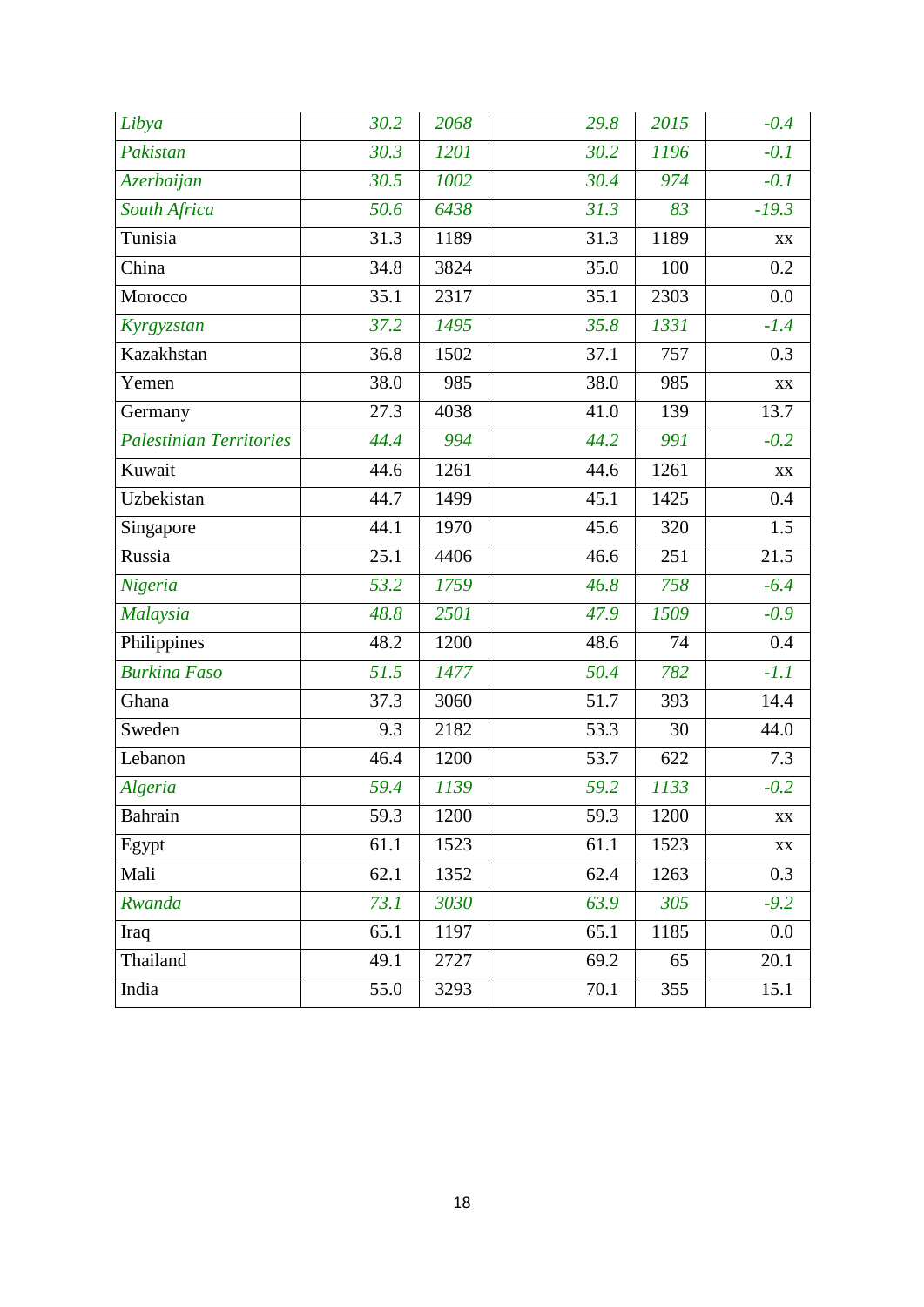| | | | | | |
|---|---|---|---|---|---|
| *Libya* | *30.2* | *2068* | *29.8* | *2015* | *-0.4* |
| *Pakistan* | *30.3* | *1201* | *30.2* | *1196* | *-0.1* |
| *Azerbaijan* | *30.5* | *1002* | *30.4* | *974* | *-0.1* |
| *South Africa* | *50.6* | *6438* | *31.3* | *83* | *-19.3* |
| Tunisia | 31.3 | 1189 | 31.3 | 1189 | xx |
| China | 34.8 | 3824 | 35.0 | 100 | 0.2 |
| Morocco | 35.1 | 2317 | 35.1 | 2303 | 0.0 |
| *Kyrgyzstan* | *37.2* | *1495* | *35.8* | *1331* | *-1.4* |
| Kazakhstan | 36.8 | 1502 | 37.1 | 757 | 0.3 |
| Yemen | 38.0 | 985 | 38.0 | 985 | xx |
| Germany | 27.3 | 4038 | 41.0 | 139 | 13.7 |
| *Palestinian Territories* | *44.4* | *994* | *44.2* | *991* | *-0.2* |
| Kuwait | 44.6 | 1261 | 44.6 | 1261 | xx |
| Uzbekistan | 44.7 | 1499 | 45.1 | 1425 | 0.4 |
| Singapore | 44.1 | 1970 | 45.6 | 320 | 1.5 |
| Russia | 25.1 | 4406 | 46.6 | 251 | 21.5 |
| *Nigeria* | *53.2* | *1759* | *46.8* | *758* | *-6.4* |
| *Malaysia* | *48.8* | *2501* | *47.9* | *1509* | *-0.9* |
| Philippines | 48.2 | 1200 | 48.6 | 74 | 0.4 |
| *Burkina Faso* | *51.5* | *1477* | *50.4* | *782* | *-1.1* |
| Ghana | 37.3 | 3060 | 51.7 | 393 | 14.4 |
| Sweden | 9.3 | 2182 | 53.3 | 30 | 44.0 |
| Lebanon | 46.4 | 1200 | 53.7 | 622 | 7.3 |
| *Algeria* | *59.4* | *1139* | *59.2* | *1133* | *-0.2* |
| Bahrain | 59.3 | 1200 | 59.3 | 1200 | xx |
| Egypt | 61.1 | 1523 | 61.1 | 1523 | xx |
| Mali | 62.1 | 1352 | 62.4 | 1263 | 0.3 |
| *Rwanda* | *73.1* | *3030* | *63.9* | *305* | *-9.2* |
| Iraq | 65.1 | 1197 | 65.1 | 1185 | 0.0 |
| Thailand | 49.1 | 2727 | 69.2 | 65 | 20.1 |
| India | 55.0 | 3293 | 70.1 | 355 | 15.1 |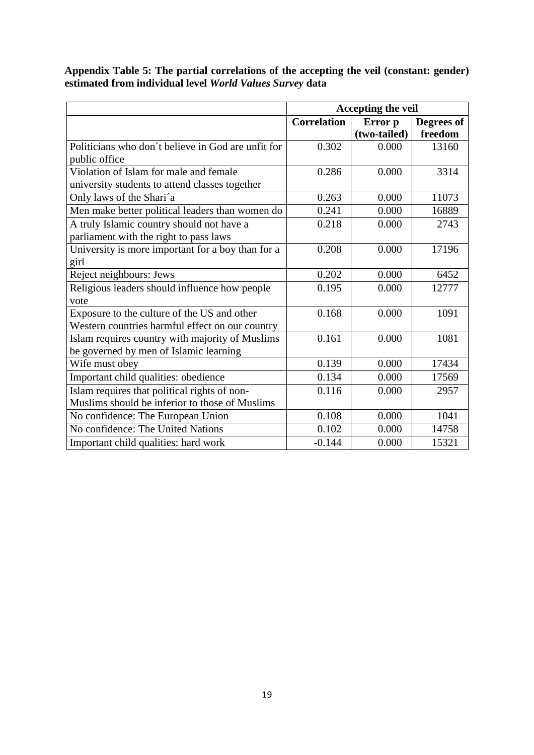**Appendix Table 5: The partial correlations of the accepting the veil (constant: gender) estimated from individual level *World Values Survey* data**

| | Accepting the veil | | |
|---|---|---|---|
| | **Correlation** | **Error p (two-tailed)** | **Degrees of freedom** |
| Politicians who don´t believe in God are unfit for public office | 0.302 | 0.000 | 13160 |
| Violation of Islam for male and female university students to attend classes together | 0.286 | 0.000 | 3314 |
| Only laws of the Shari´a | 0.263 | 0.000 | 11073 |
| Men make better political leaders than women do | 0.241 | 0.000 | 16889 |
| A truly Islamic country should not have a parliament with the right to pass laws | 0.218 | 0.000 | 2743 |
| University is more important for a boy than for a girl | 0.208 | 0.000 | 17196 |
| Reject neighbours: Jews | 0.202 | 0.000 | 6452 |
| Religious leaders should influence how people vote | 0.195 | 0.000 | 12777 |
| Exposure to the culture of the US and other Western countries harmful effect on our country | 0.168 | 0.000 | 1091 |
| Islam requires country with majority of Muslims be governed by men of Islamic learning | 0.161 | 0.000 | 1081 |
| Wife must obey | 0.139 | 0.000 | 17434 |
| Important child qualities: obedience | 0.134 | 0.000 | 17569 |
| Islam requires that political rights of non-Muslims should be inferior to those of Muslims | 0.116 | 0.000 | 2957 |
| No confidence: The European Union | 0.108 | 0.000 | 1041 |
| No confidence: The United Nations | 0.102 | 0.000 | 14758 |
| Important child qualities: hard work | -0.144 | 0.000 | 15321 |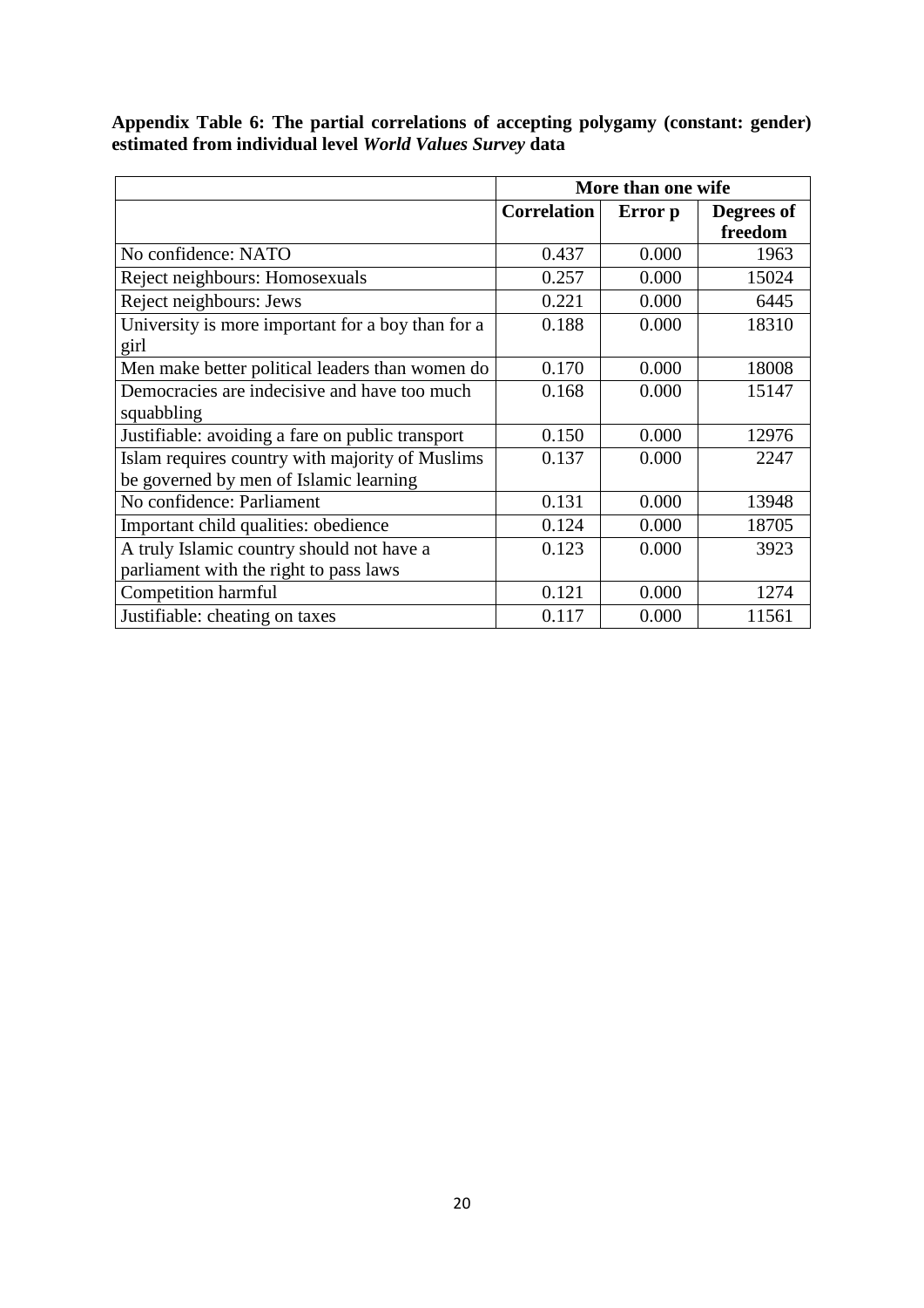**Appendix Table 6: The partial correlations of accepting polygamy (constant: gender) estimated from individual level *World Values Survey* data**

| | More than one wife | | |
|---|---|---|---|
| | **Correlation** | **Error p** | **Degrees of freedom** |
| No confidence: NATO | 0.437 | 0.000 | 1963 |
| Reject neighbours: Homosexuals | 0.257 | 0.000 | 15024 |
| Reject neighbours: Jews | 0.221 | 0.000 | 6445 |
| University is more important for a boy than for a girl | 0.188 | 0.000 | 18310 |
| Men make better political leaders than women do | 0.170 | 0.000 | 18008 |
| Democracies are indecisive and have too much squabbling | 0.168 | 0.000 | 15147 |
| Justifiable: avoiding a fare on public transport | 0.150 | 0.000 | 12976 |
| Islam requires country with majority of Muslims be governed by men of Islamic learning | 0.137 | 0.000 | 2247 |
| No confidence: Parliament | 0.131 | 0.000 | 13948 |
| Important child qualities: obedience | 0.124 | 0.000 | 18705 |
| A truly Islamic country should not have a parliament with the right to pass laws | 0.123 | 0.000 | 3923 |
| Competition harmful | 0.121 | 0.000 | 1274 |
| Justifiable: cheating on taxes | 0.117 | 0.000 | 11561 |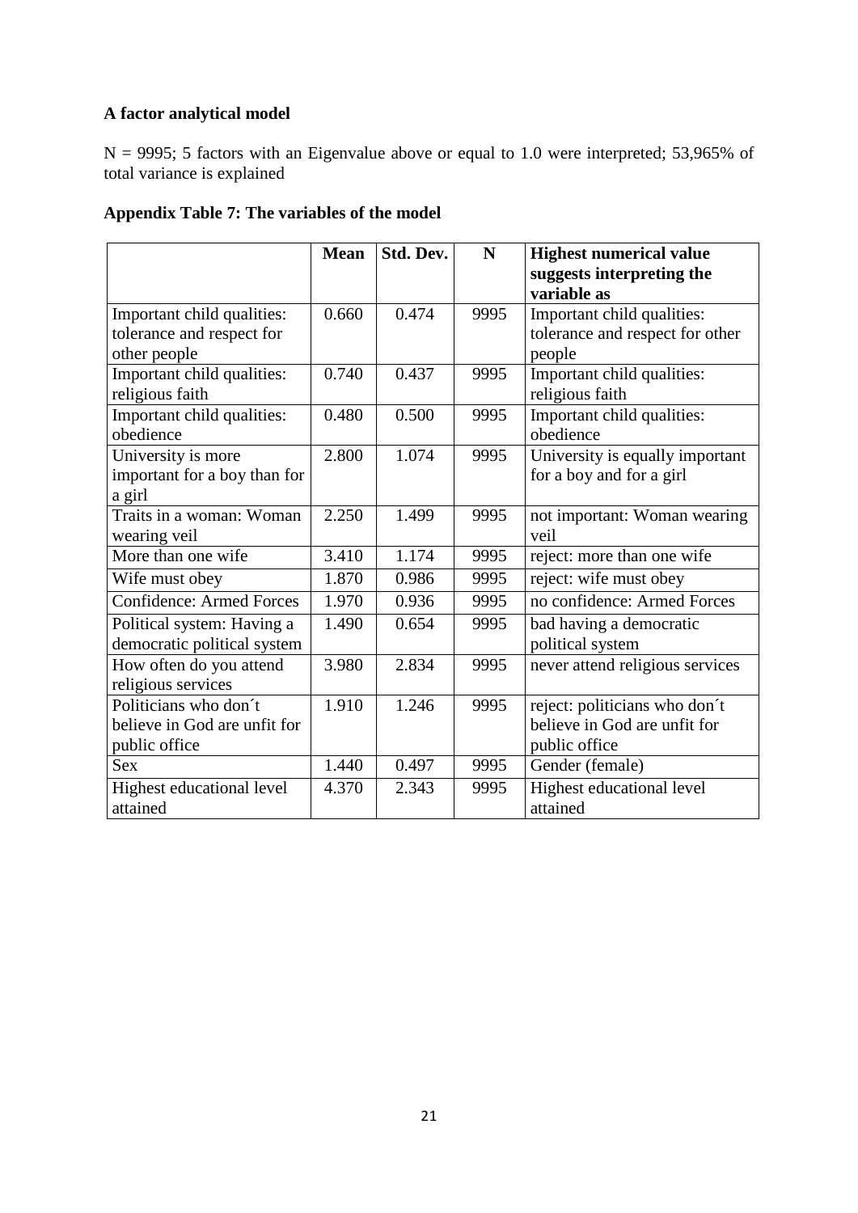**A factor analytical model**

N = 9995; 5 factors with an Eigenvalue above or equal to 1.0 were interpreted; 53,965% of total variance is explained

**Appendix Table 7: The variables of the model**

| | **Mean** | **Std. Dev.** | **N** | **Highest numerical value suggests interpreting the variable as** |
|---|---|---|---|---|
| Important child qualities: tolerance and respect for other people | 0.660 | 0.474 | 9995 | Important child qualities: tolerance and respect for other people |
| Important child qualities: religious faith | 0.740 | 0.437 | 9995 | Important child qualities: religious faith |
| Important child qualities: obedience | 0.480 | 0.500 | 9995 | Important child qualities: obedience |
| University is more important for a boy than for a girl | 2.800 | 1.074 | 9995 | University is equally important for a boy and for a girl |
| Traits in a woman: Woman wearing veil | 2.250 | 1.499 | 9995 | not important: Woman wearing veil |
| More than one wife | 3.410 | 1.174 | 9995 | reject: more than one wife |
| Wife must obey | 1.870 | 0.986 | 9995 | reject: wife must obey |
| Confidence: Armed Forces | 1.970 | 0.936 | 9995 | no confidence: Armed Forces |
| Political system: Having a democratic political system | 1.490 | 0.654 | 9995 | bad having a democratic political system |
| How often do you attend religious services | 3.980 | 2.834 | 9995 | never attend religious services |
| Politicians who don´t believe in God are unfit for public office | 1.910 | 1.246 | 9995 | reject: politicians who don´t believe in God are unfit for public office |
| Sex | 1.440 | 0.497 | 9995 | Gender (female) |
| Highest educational level attained | 4.370 | 2.343 | 9995 | Highest educational level attained |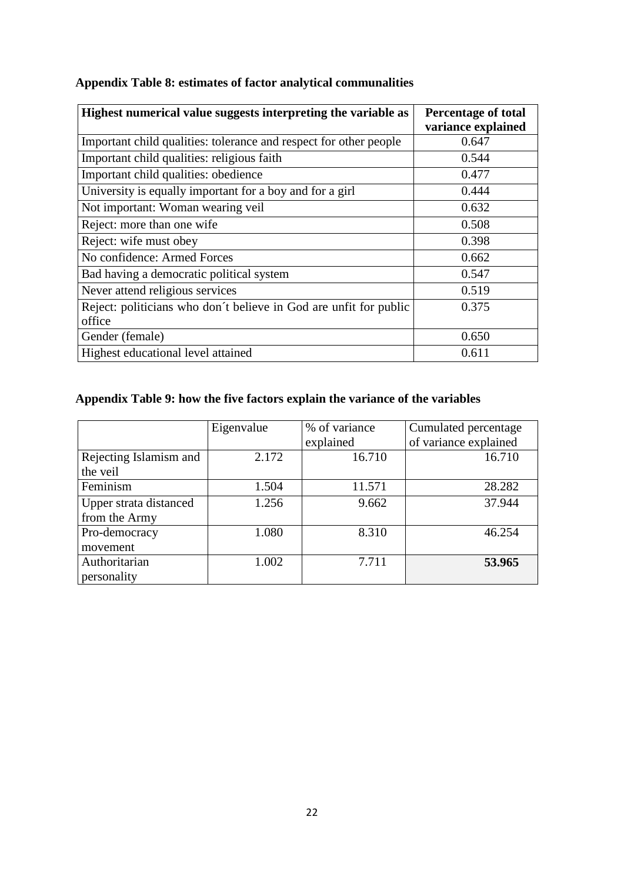**Appendix Table 8: estimates of factor analytical communalities**

| Highest numerical value suggests interpreting the variable as | Percentage of total variance explained |
|---|---|
| Important child qualities: tolerance and respect for other people | 0.647 |
| Important child qualities: religious faith | 0.544 |
| Important child qualities: obedience | 0.477 |
| University is equally important for a boy and for a girl | 0.444 |
| Not important: Woman wearing veil | 0.632 |
| Reject: more than one wife | 0.508 |
| Reject: wife must obey | 0.398 |
| No confidence: Armed Forces | 0.662 |
| Bad having a democratic political system | 0.547 |
| Never attend religious services | 0.519 |
| Reject: politicians who don´t believe in God are unfit for public office | 0.375 |
| Gender (female) | 0.650 |
| Highest educational level attained | 0.611 |

**Appendix Table 9: how the five factors explain the variance of the variables**

| | Eigenvalue | % of variance explained | Cumulated percentage of variance explained |
|---|---|---|---|
| Rejecting Islamism and the veil | 2.172 | 16.710 | 16.710 |
| Feminism | 1.504 | 11.571 | 28.282 |
| Upper strata distanced from the Army | 1.256 | 9.662 | 37.944 |
| Pro-democracy movement | 1.080 | 8.310 | 46.254 |
| Authoritarian personality | 1.002 | 7.711 | **53.965** |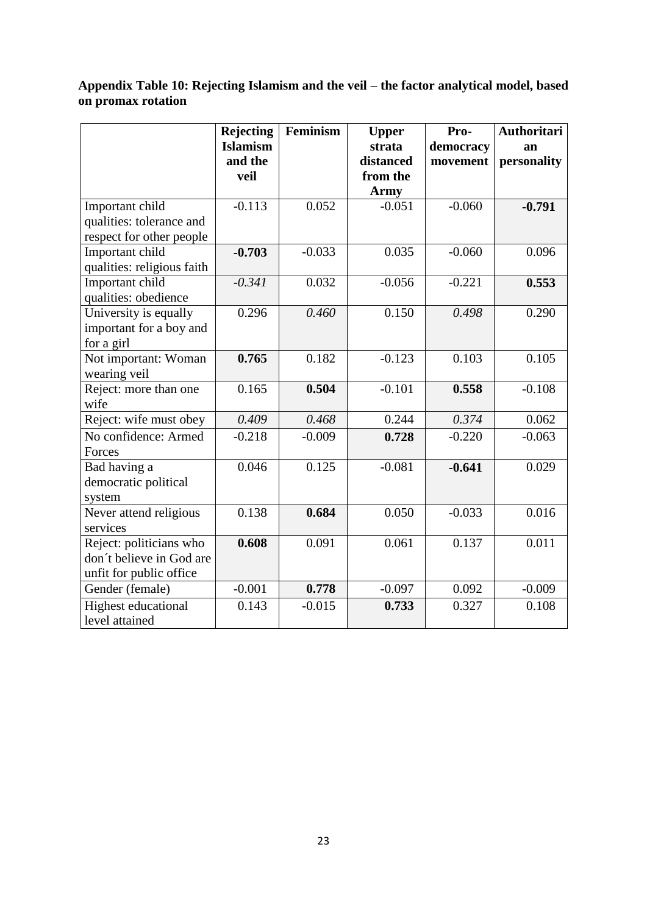**Appendix Table 10: Rejecting Islamism and the veil – the factor analytical model, based on promax rotation**

| | Rejecting Islamism and the veil | Feminism | Upper strata distanced from the Army | Pro-democracy movement | Authoritarian personality |
|---|---|---|---|---|---|
| Important child qualities: tolerance and respect for other people | -0.113 | 0.052 | -0.051 | -0.060 | **-0.791** |
| Important child qualities: religious faith | **-0.703** | -0.033 | 0.035 | -0.060 | 0.096 |
| Important child qualities: obedience | *-0.341* | 0.032 | -0.056 | -0.221 | **0.553** |
| University is equally important for a boy and for a girl | 0.296 | *0.460* | 0.150 | *0.498* | 0.290 |
| Not important: Woman wearing veil | **0.765** | 0.182 | -0.123 | 0.103 | 0.105 |
| Reject: more than one wife | 0.165 | **0.504** | -0.101 | **0.558** | -0.108 |
| Reject: wife must obey | *0.409* | *0.468* | 0.244 | *0.374* | 0.062 |
| No confidence: Armed Forces | -0.218 | -0.009 | **0.728** | -0.220 | -0.063 |
| Bad having a democratic political system | 0.046 | 0.125 | -0.081 | **-0.641** | 0.029 |
| Never attend religious services | 0.138 | **0.684** | 0.050 | -0.033 | 0.016 |
| Reject: politicians who don´t believe in God are unfit for public office | **0.608** | 0.091 | 0.061 | 0.137 | 0.011 |
| Gender (female) | -0.001 | **0.778** | -0.097 | 0.092 | -0.009 |
| Highest educational level attained | 0.143 | -0.015 | **0.733** | 0.327 | 0.108 |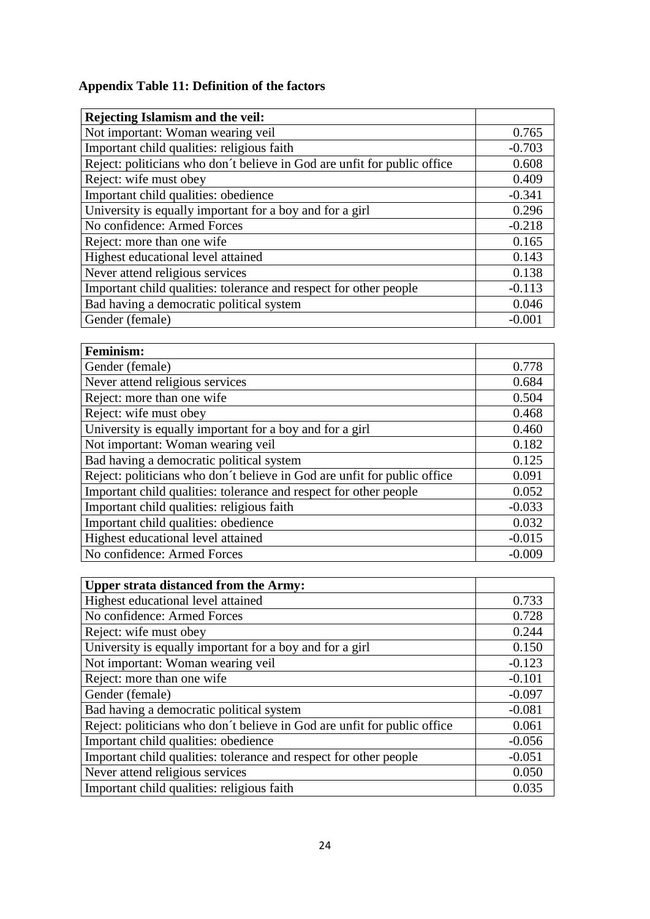**Appendix Table 11: Definition of the factors**

| **Rejecting Islamism and the veil:** | |
|---|---|
| Not important: Woman wearing veil | 0.765 |
| Important child qualities: religious faith | -0.703 |
| Reject: politicians who don´t believe in God are unfit for public office | 0.608 |
| Reject: wife must obey | 0.409 |
| Important child qualities: obedience | -0.341 |
| University is equally important for a boy and for a girl | 0.296 |
| No confidence: Armed Forces | -0.218 |
| Reject: more than one wife | 0.165 |
| Highest educational level attained | 0.143 |
| Never attend religious services | 0.138 |
| Important child qualities: tolerance and respect for other people | -0.113 |
| Bad having a democratic political system | 0.046 |
| Gender (female) | -0.001 |

| **Feminism:** | |
|---|---|
| Gender (female) | 0.778 |
| Never attend religious services | 0.684 |
| Reject: more than one wife | 0.504 |
| Reject: wife must obey | 0.468 |
| University is equally important for a boy and for a girl | 0.460 |
| Not important: Woman wearing veil | 0.182 |
| Bad having a democratic political system | 0.125 |
| Reject: politicians who don´t believe in God are unfit for public office | 0.091 |
| Important child qualities: tolerance and respect for other people | 0.052 |
| Important child qualities: religious faith | -0.033 |
| Important child qualities: obedience | 0.032 |
| Highest educational level attained | -0.015 |
| No confidence: Armed Forces | -0.009 |

| **Upper strata distanced from the Army:** | |
|---|---|
| Highest educational level attained | 0.733 |
| No confidence: Armed Forces | 0.728 |
| Reject: wife must obey | 0.244 |
| University is equally important for a boy and for a girl | 0.150 |
| Not important: Woman wearing veil | -0.123 |
| Reject: more than one wife | -0.101 |
| Gender (female) | -0.097 |
| Bad having a democratic political system | -0.081 |
| Reject: politicians who don´t believe in God are unfit for public office | 0.061 |
| Important child qualities: obedience | -0.056 |
| Important child qualities: tolerance and respect for other people | -0.051 |
| Never attend religious services | 0.050 |
| Important child qualities: religious faith | 0.035 |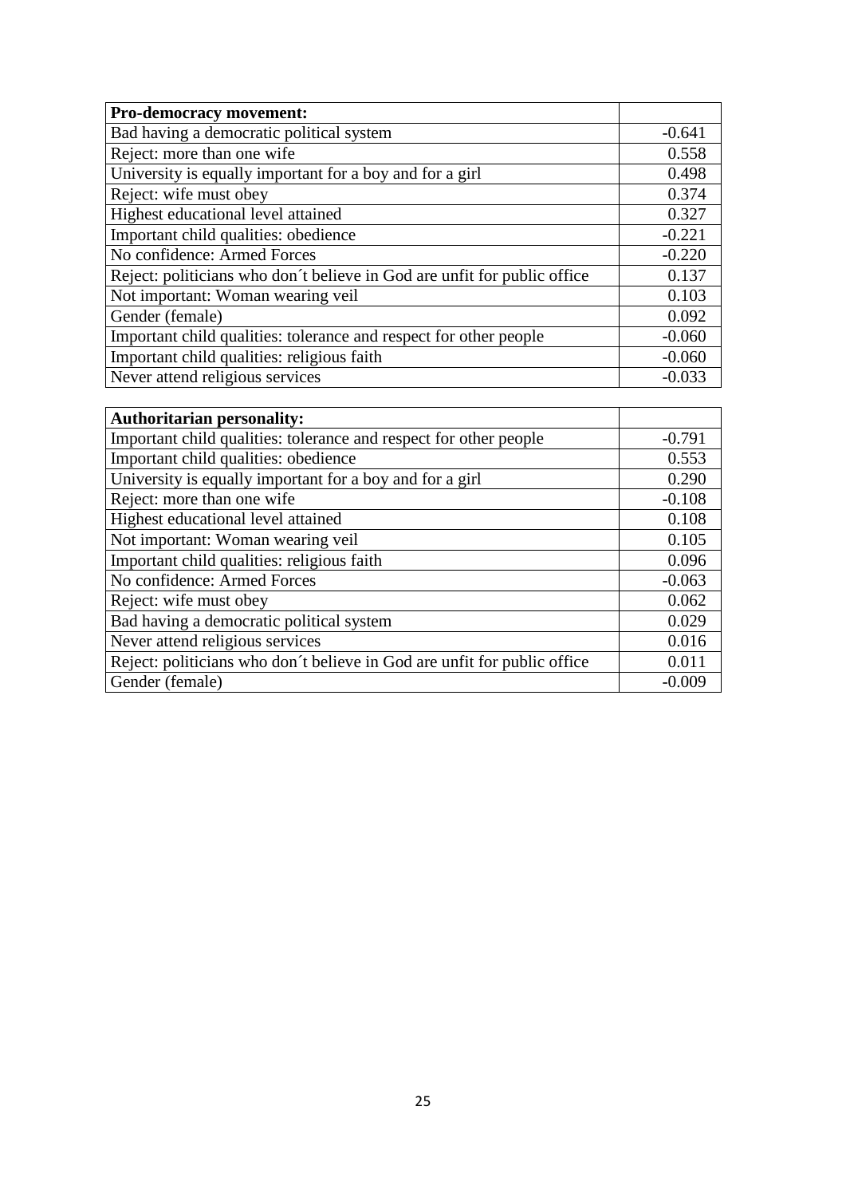| **Pro-democracy movement:** | |
|---|---|
| Bad having a democratic political system | -0.641 |
| Reject: more than one wife | 0.558 |
| University is equally important for a boy and for a girl | 0.498 |
| Reject: wife must obey | 0.374 |
| Highest educational level attained | 0.327 |
| Important child qualities: obedience | -0.221 |
| No confidence: Armed Forces | -0.220 |
| Reject: politicians who don´t believe in God are unfit for public office | 0.137 |
| Not important: Woman wearing veil | 0.103 |
| Gender (female) | 0.092 |
| Important child qualities: tolerance and respect for other people | -0.060 |
| Important child qualities: religious faith | -0.060 |
| Never attend religious services | -0.033 |

| **Authoritarian personality:** | |
|---|---|
| Important child qualities: tolerance and respect for other people | -0.791 |
| Important child qualities: obedience | 0.553 |
| University is equally important for a boy and for a girl | 0.290 |
| Reject: more than one wife | -0.108 |
| Highest educational level attained | 0.108 |
| Not important: Woman wearing veil | 0.105 |
| Important child qualities: religious faith | 0.096 |
| No confidence: Armed Forces | -0.063 |
| Reject: wife must obey | 0.062 |
| Bad having a democratic political system | 0.029 |
| Never attend religious services | 0.016 |
| Reject: politicians who don´t believe in God are unfit for public office | 0.011 |
| Gender (female) | -0.009 |